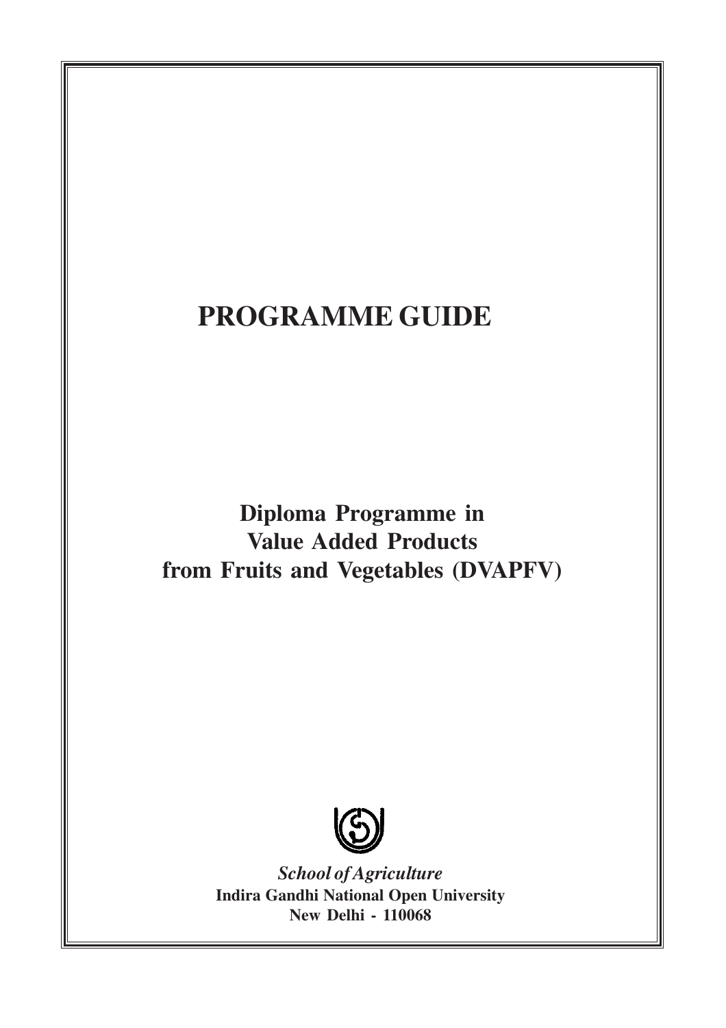# PROGRAMME GUIDE

## Diploma Programme in Value Added Products from Fruits and Vegetables (DVAPFV)

*School of Agriculture*

**Indira Gandhi National Open University**

**New Delhi - 110068**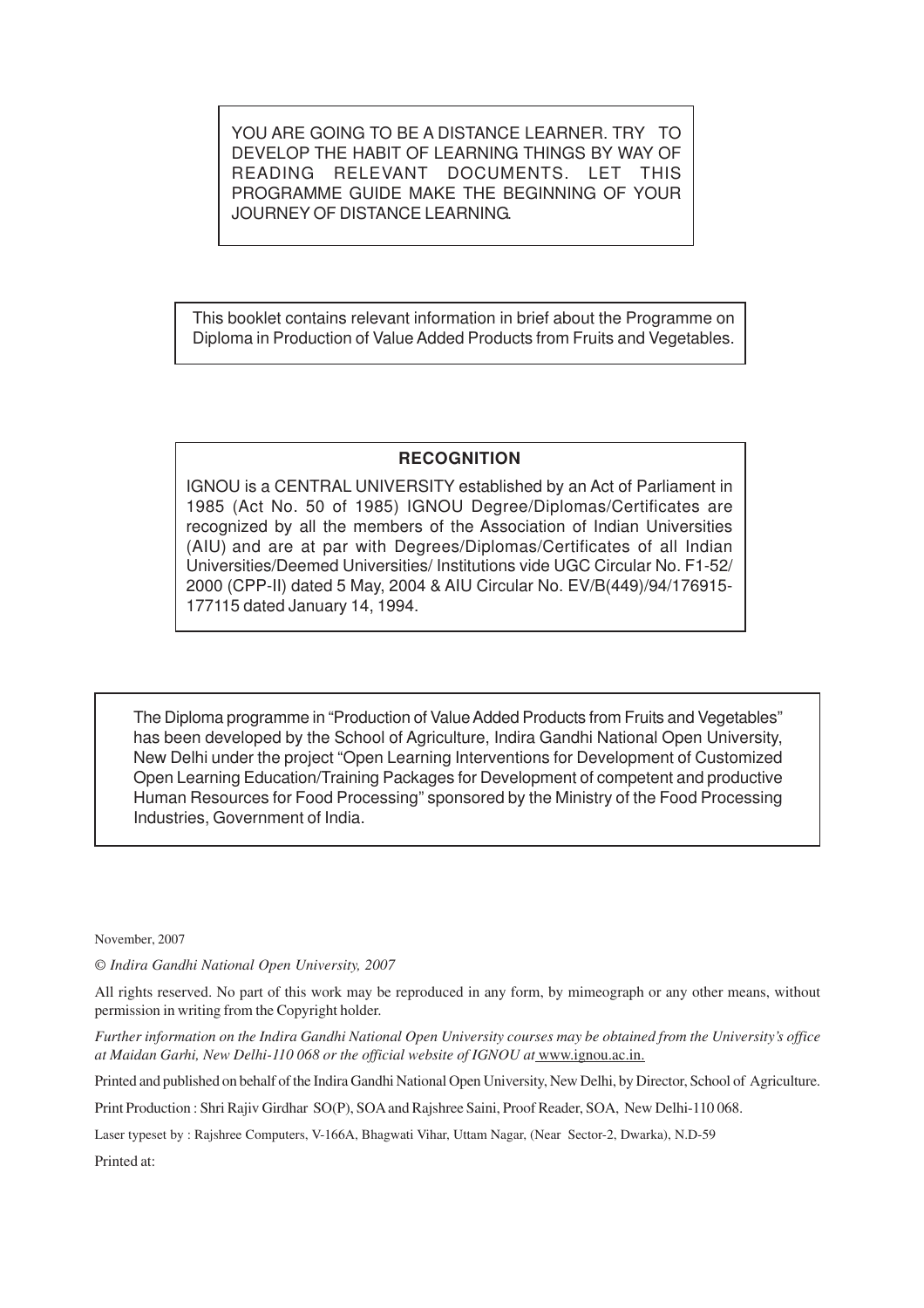YOU ARE GOING TO BE A DISTANCE LEARNER. TRY TO DEVELOP THE HABIT OF LEARNING THINGS BY WAY OF READING RELEVANT DOCUMENTS. LET THIS PROGRAMME GUIDE MAKE THE BEGINNING OF YOUR JOURNEY OF DISTANCE LEARNING.

This booklet contains relevant information in brief about the Programme on Diploma in Production of Value Added Products from Fruits and Vegetables.

**RECOGNITION**

IGNOU is a CENTRAL UNIVERSITY established by an Act of Parliament in 1985 (Act No. 50 of 1985) IGNOU Degree/Diplomas/Certificates are recognized by all the members of the Association of Indian Universities (AIU) and are at par with Degrees/Diplomas/Certificates of all Indian Universities/Deemed Universities/ Institutions vide UGC Circular No. F1-52/ 2000 (CPP-II) dated 5 May, 2004 & AIU Circular No. EV/B(449)/94/176915-177115 dated January 14, 1994.

The Diploma programme in "Production of Value Added Products from Fruits and Vegetables" has been developed by the School of Agriculture, Indira Gandhi National Open University, New Delhi under the project "Open Learning Interventions for Development of Customized Open Learning Education/Training Packages for Development of competent and productive Human Resources for Food Processing" sponsored by the Ministry of the Food Processing Industries, Government of India.

November, 2007

*© Indira Gandhi National Open University, 2007*

All rights reserved. No part of this work may be reproduced in any form, by mimeograph or any other means, without permission in writing from the Copyright holder.

*Further information on the Indira Gandhi National Open University courses may be obtained from the University's office at Maidan Garhi, New Delhi-110 068 or the official website of IGNOU at* www.ignou.ac.in.

Printed and published on behalf of the Indira Gandhi National Open University, New Delhi, by Director, School of Agriculture.

Print Production : Shri Rajiv Girdhar SO(P), SOA and Rajshree Saini, Proof Reader, SOA, New Delhi-110 068.

Laser typeset by : Rajshree Computers, V-166A, Bhagwati Vihar, Uttam Nagar, (Near Sector-2, Dwarka), N.D-59

Printed at: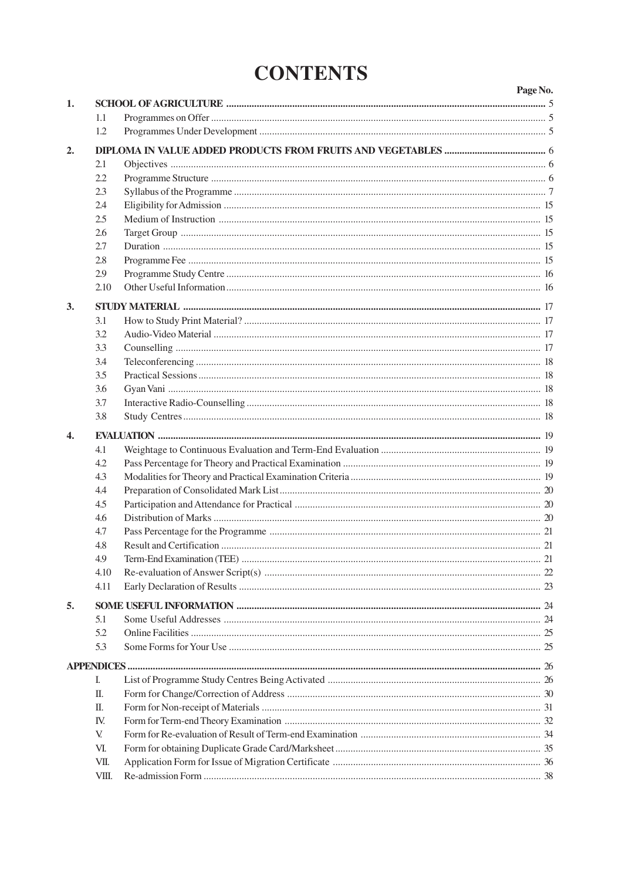# CONTENTS

| | | | Page No. |
|---|---|---|---|
| **1.** | **SCHOOL OF AGRICULTURE** | | **5** |
| | 1.1 | Programmes on Offer | 5 |
| | 1.2 | Programmes Under Development | 5 |
| **2.** | **DIPLOMA IN VALUE ADDED PRODUCTS FROM FRUITS AND VEGETABLES** | | **6** |
| | 2.1 | Objectives | 6 |
| | 2.2 | Programme Structure | 6 |
| | 2.3 | Syllabus of the Programme | 7 |
| | 2.4 | Eligibility for Admission | 15 |
| | 2.5 | Medium of Instruction | 15 |
| | 2.6 | Target Group | 15 |
| | 2.7 | Duration | 15 |
| | 2.8 | Programme Fee | 15 |
| | 2.9 | Programme Study Centre | 16 |
| | 2.10 | Other Useful Information | 16 |
| **3.** | **STUDY MATERIAL** | | **17** |
| | 3.1 | How to Study Print Material? | 17 |
| | 3.2 | Audio-Video Material | 17 |
| | 3.3 | Counselling | 17 |
| | 3.4 | Teleconferencing | 18 |
| | 3.5 | Practical Sessions | 18 |
| | 3.6 | Gyan Vani | 18 |
| | 3.7 | Interactive Radio-Counselling | 18 |
| | 3.8 | Study Centres | 18 |
| **4.** | **EVALUATION** | | **19** |
| | 4.1 | Weightage to Continuous Evaluation and Term-End Evaluation | 19 |
| | 4.2 | Pass Percentage for Theory and Practical Examination | 19 |
| | 4.3 | Modalities for Theory and Practical Examination Criteria | 19 |
| | 4.4 | Preparation of Consolidated Mark List | 20 |
| | 4.5 | Participation and Attendance for Practical | 20 |
| | 4.6 | Distribution of Marks | 20 |
| | 4.7 | Pass Percentage for the Programme | 21 |
| | 4.8 | Result and Certification | 21 |
| | 4.9 | Term-End Examination (TEE) | 21 |
| | 4.10 | Re-evaluation of Answer Script(s) | 22 |
| | 4.11 | Early Declaration of Results | 23 |
| **5.** | **SOME USEFUL INFORMATION** | | **24** |
| | 5.1 | Some Useful Addresses | 24 |
| | 5.2 | Online Facilities | 25 |
| | 5.3 | Some Forms for Your Use | 25 |
| **APPENDICES** | | | **26** |
| | I. | List of Programme Study Centres Being Activated | 26 |
| | II. | Form for Change/Correction of Address | 30 |
| | II. | Form for Non-receipt of Materials | 31 |
| | IV. | Form for Term-end Theory Examination | 32 |
| | V. | Form for Re-evaluation of Result of Term-end Examination | 34 |
| | VI. | Form for obtaining Duplicate Grade Card/Marksheet | 35 |
| | VII. | Application Form for Issue of Migration Certificate | 36 |
| | VIII. | Re-admission Form | 38 |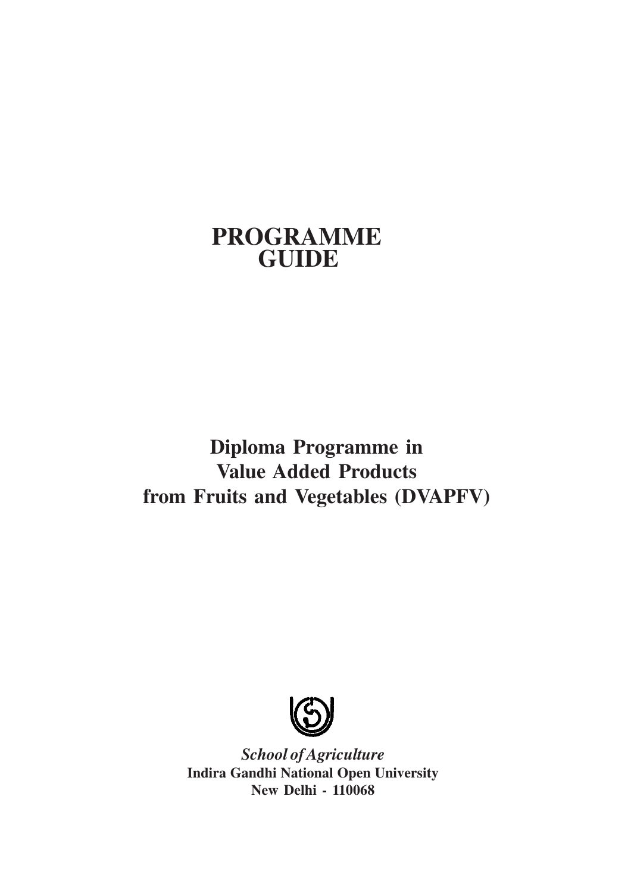# PROGRAMME GUIDE

## Diploma Programme in Value Added Products from Fruits and Vegetables (DVAPFV)

*School of Agriculture*

**Indira Gandhi National Open University**

**New Delhi - 110068**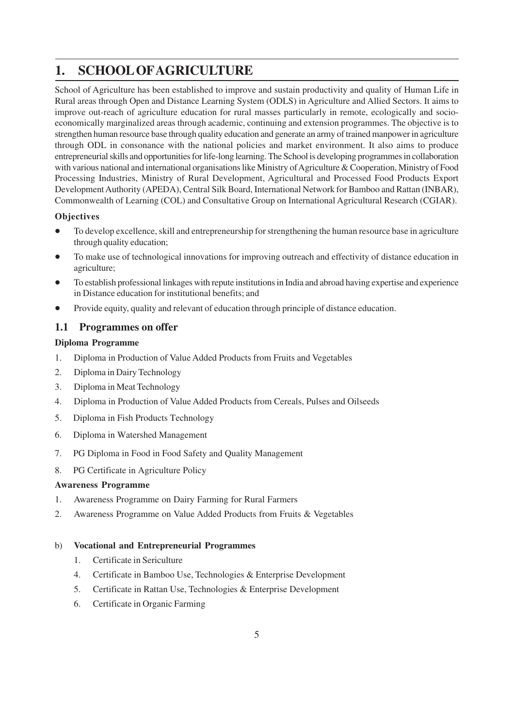# 1. SCHOOL OF AGRICULTURE

School of Agriculture has been established to improve and sustain productivity and quality of Human Life in Rural areas through Open and Distance Learning System (ODLS) in Agriculture and Allied Sectors. It aims to improve out-reach of agriculture education for rural masses particularly in remote, ecologically and socio-economically marginalized areas through academic, continuing and extension programmes. The objective is to strengthen human resource base through quality education and generate an army of trained manpower in agriculture through ODL in consonance with the national policies and market environment. It also aims to produce entrepreneurial skills and opportunities for life-long learning. The School is developing programmes in collaboration with various national and international organisations like Ministry of Agriculture & Cooperation, Ministry of Food Processing Industries, Ministry of Rural Development, Agricultural and Processed Food Products Export Development Authority (APEDA), Central Silk Board, International Network for Bamboo and Rattan (INBAR), Commonwealth of Learning (COL) and Consultative Group on International Agricultural Research (CGIAR).

**Objectives**

- To develop excellence, skill and entrepreneurship for strengthening the human resource base in agriculture through quality education;
- To make use of technological innovations for improving outreach and effectivity of distance education in agriculture;
- To establish professional linkages with repute institutions in India and abroad having expertise and experience in Distance education for institutional benefits; and
- Provide equity, quality and relevant of education through principle of distance education.

## 1.1 Programmes on offer

**Diploma Programme**

1. Diploma in Production of Value Added Products from Fruits and Vegetables
2. Diploma in Dairy Technology
3. Diploma in Meat Technology
4. Diploma in Production of Value Added Products from Cereals, Pulses and Oilseeds
5. Diploma in Fish Products Technology
6. Diploma in Watershed Management
7. PG Diploma in Food in Food Safety and Quality Management
8. PG Certificate in Agriculture Policy

**Awareness Programme**

1. Awareness Programme on Dairy Farming for Rural Farmers
2. Awareness Programme on Value Added Products from Fruits & Vegetables

b) **Vocational and Entrepreneurial Programmes**

1. Certificate in Sericulture

4. Certificate in Bamboo Use, Technologies & Enterprise Development
5. Certificate in Rattan Use, Technologies & Enterprise Development
6. Certificate in Organic Farming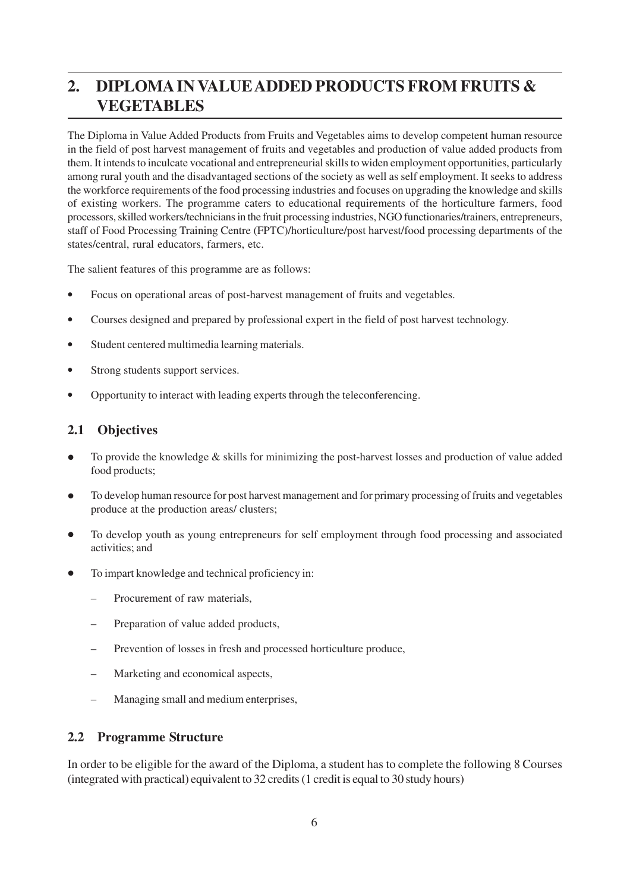# 2. DIPLOMA IN VALUE ADDED PRODUCTS FROM FRUITS & VEGETABLES

The Diploma in Value Added Products from Fruits and Vegetables aims to develop competent human resource in the field of post harvest management of fruits and vegetables and production of value added products from them. It intends to inculcate vocational and entrepreneurial skills to widen employment opportunities, particularly among rural youth and the disadvantaged sections of the society as well as self employment. It seeks to address the workforce requirements of the food processing industries and focuses on upgrading the knowledge and skills of existing workers. The programme caters to educational requirements of the horticulture farmers, food processors, skilled workers/technicians in the fruit processing industries, NGO functionaries/trainers, entrepreneurs, staff of Food Processing Training Centre (FPTC)/horticulture/post harvest/food processing departments of the states/central, rural educators, farmers, etc.

The salient features of this programme are as follows:

- Focus on operational areas of post-harvest management of fruits and vegetables.
- Courses designed and prepared by professional expert in the field of post harvest technology.
- Student centered multimedia learning materials.
- Strong students support services.
- Opportunity to interact with leading experts through the teleconferencing.

## 2.1 Objectives

- To provide the knowledge & skills for minimizing the post-harvest losses and production of value added food products;
- To develop human resource for post harvest management and for primary processing of fruits and vegetables produce at the production areas/ clusters;
- To develop youth as young entrepreneurs for self employment through food processing and associated activities; and
- To impart knowledge and technical proficiency in:
  - Procurement of raw materials,
  - Preparation of value added products,
  - Prevention of losses in fresh and processed horticulture produce,
  - Marketing and economical aspects,
  - Managing small and medium enterprises,

## 2.2 Programme Structure

In order to be eligible for the award of the Diploma, a student has to complete the following 8 Courses (integrated with practical) equivalent to 32 credits (1 credit is equal to 30 study hours)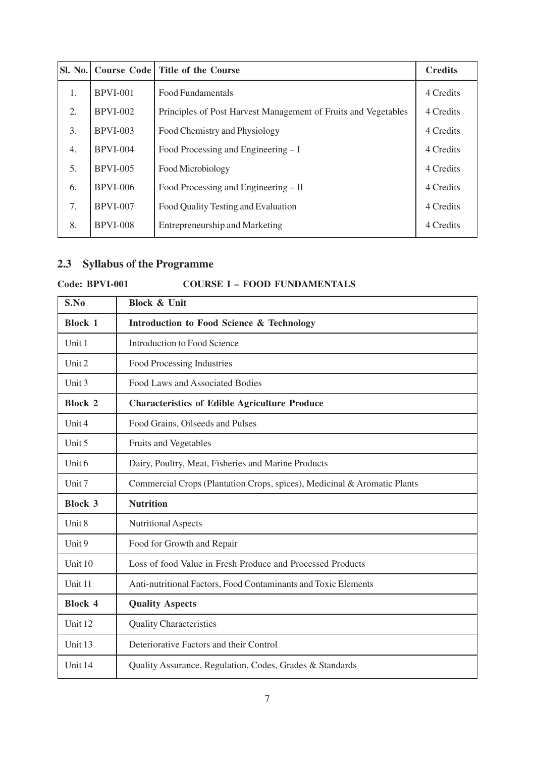| Sl. No. | Course Code | Title of the Course | Credits |
|---|---|---|---|
| 1. | BPVI-001 | Food Fundamentals | 4 Credits |
| 2. | BPVI-002 | Principles of Post Harvest Management of Fruits and Vegetables | 4 Credits |
| 3. | BPVI-003 | Food Chemistry and Physiology | 4 Credits |
| 4. | BPVI-004 | Food Processing and Engineering – I | 4 Credits |
| 5. | BPVI-005 | Food Microbiology | 4 Credits |
| 6. | BPVI-006 | Food Processing and Engineering – II | 4 Credits |
| 7. | BPVI-007 | Food Quality Testing and Evaluation | 4 Credits |
| 8. | BPVI-008 | Entrepreneurship and Marketing | 4 Credits |

## 2.3 Syllabus of the Programme

**Code: BPVI-001 COURSE I – FOOD FUNDAMENTALS**

| S.No | Block & Unit |
|---|---|
| **Block 1** | **Introduction to Food Science & Technology** |
| Unit 1 | Introduction to Food Science |
| Unit 2 | Food Processing Industries |
| Unit 3 | Food Laws and Associated Bodies |
| **Block 2** | **Characteristics of Edible Agriculture Produce** |
| Unit 4 | Food Grains, Oilseeds and Pulses |
| Unit 5 | Fruits and Vegetables |
| Unit 6 | Dairy, Poultry, Meat, Fisheries and Marine Products |
| Unit 7 | Commercial Crops (Plantation Crops, spices), Medicinal & Aromatic Plants |
| **Block 3** | **Nutrition** |
| Unit 8 | Nutritional Aspects |
| Unit 9 | Food for Growth and Repair |
| Unit 10 | Loss of food Value in Fresh Produce and Processed Products |
| Unit 11 | Anti-nutritional Factors, Food Contaminants and Toxic Elements |
| **Block 4** | **Quality Aspects** |
| Unit 12 | Quality Characteristics |
| Unit 13 | Deteriorative Factors and their Control |
| Unit 14 | Quality Assurance, Regulation, Codes, Grades & Standards |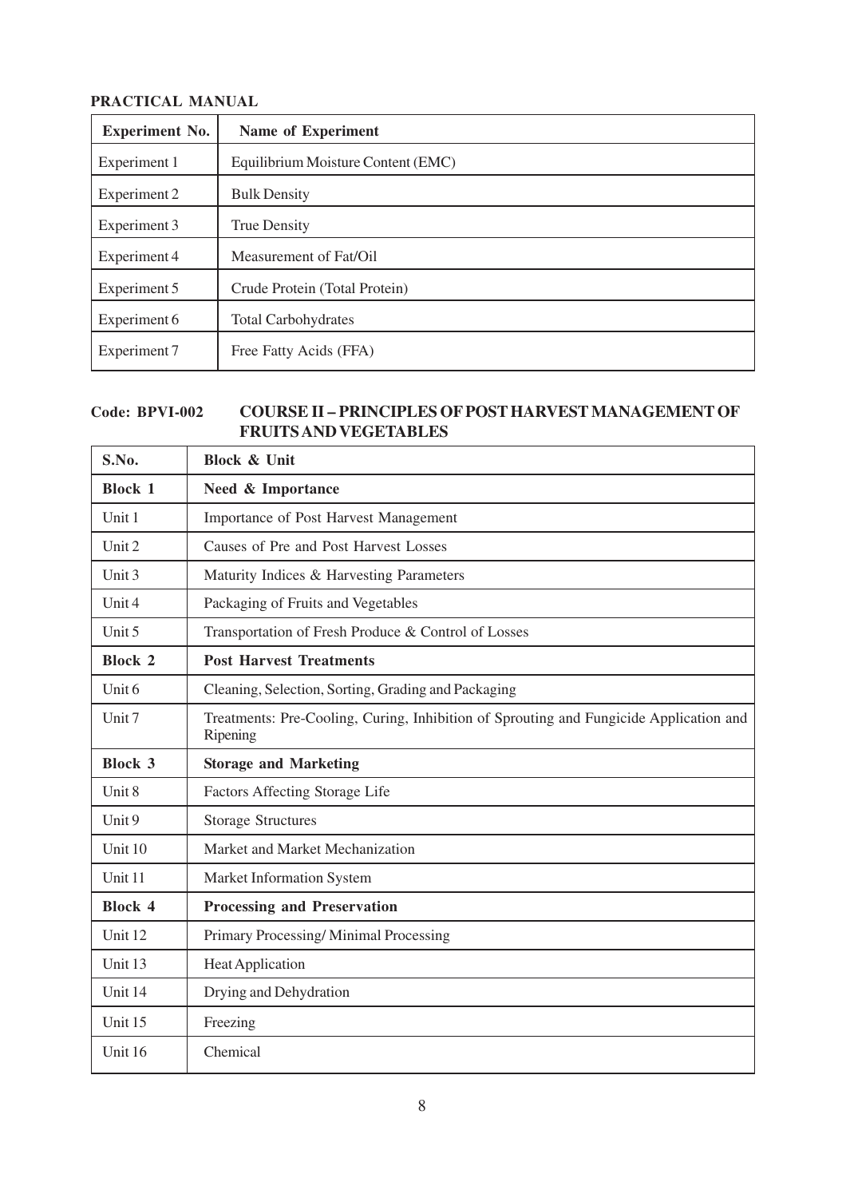**PRACTICAL MANUAL**

| Experiment No. | Name of Experiment |
|---|---|
| Experiment 1 | Equilibrium Moisture Content (EMC) |
| Experiment 2 | Bulk Density |
| Experiment 3 | True Density |
| Experiment 4 | Measurement of Fat/Oil |
| Experiment 5 | Crude Protein (Total Protein) |
| Experiment 6 | Total Carbohydrates |
| Experiment 7 | Free Fatty Acids (FFA) |

## Code: BPVI-002 COURSE II – PRINCIPLES OF POST HARVEST MANAGEMENT OF FRUITS AND VEGETABLES

| S.No. | Block & Unit |
|---|---|
| **Block 1** | **Need & Importance** |
| Unit 1 | Importance of Post Harvest Management |
| Unit 2 | Causes of Pre and Post Harvest Losses |
| Unit 3 | Maturity Indices & Harvesting Parameters |
| Unit 4 | Packaging of Fruits and Vegetables |
| Unit 5 | Transportation of Fresh Produce & Control of Losses |
| **Block 2** | **Post Harvest Treatments** |
| Unit 6 | Cleaning, Selection, Sorting, Grading and Packaging |
| Unit 7 | Treatments: Pre-Cooling, Curing, Inhibition of Sprouting and Fungicide Application and Ripening |
| **Block 3** | **Storage and Marketing** |
| Unit 8 | Factors Affecting Storage Life |
| Unit 9 | Storage Structures |
| Unit 10 | Market and Market Mechanization |
| Unit 11 | Market Information System |
| **Block 4** | **Processing and Preservation** |
| Unit 12 | Primary Processing/ Minimal Processing |
| Unit 13 | Heat Application |
| Unit 14 | Drying and Dehydration |
| Unit 15 | Freezing |
| Unit 16 | Chemical |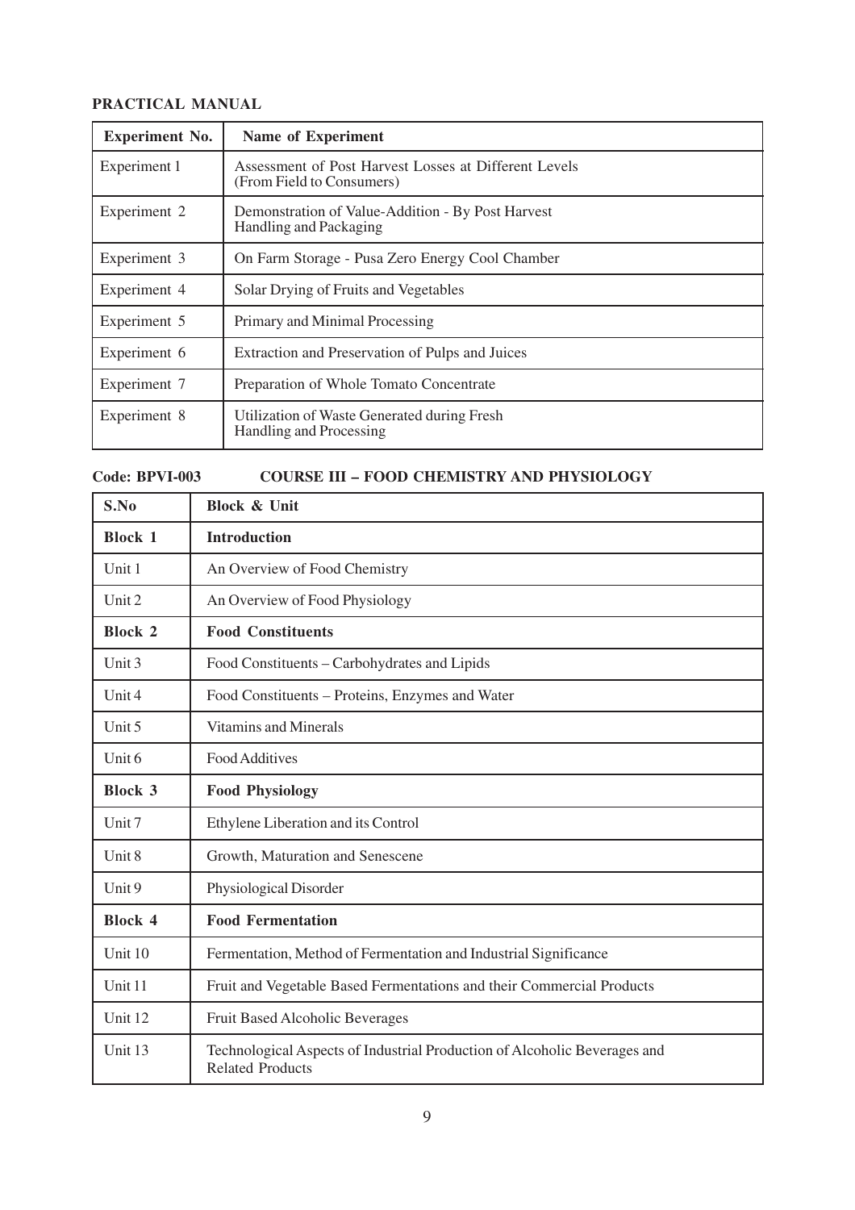**PRACTICAL MANUAL**

| Experiment No. | Name of Experiment |
|---|---|
| Experiment 1 | Assessment of Post Harvest Losses at Different Levels (From Field to Consumers) |
| Experiment 2 | Demonstration of Value-Addition - By Post Harvest Handling and Packaging |
| Experiment 3 | On Farm Storage - Pusa Zero Energy Cool Chamber |
| Experiment 4 | Solar Drying of Fruits and Vegetables |
| Experiment 5 | Primary and Minimal Processing |
| Experiment 6 | Extraction and Preservation of Pulps and Juices |
| Experiment 7 | Preparation of Whole Tomato Concentrate |
| Experiment 8 | Utilization of Waste Generated during Fresh Handling and Processing |

**Code: BPVI-003 COURSE III – FOOD CHEMISTRY AND PHYSIOLOGY**

| S.No | Block & Unit |
|---|---|
| **Block 1** | **Introduction** |
| Unit 1 | An Overview of Food Chemistry |
| Unit 2 | An Overview of Food Physiology |
| **Block 2** | **Food Constituents** |
| Unit 3 | Food Constituents – Carbohydrates and Lipids |
| Unit 4 | Food Constituents – Proteins, Enzymes and Water |
| Unit 5 | Vitamins and Minerals |
| Unit 6 | Food Additives |
| **Block 3** | **Food Physiology** |
| Unit 7 | Ethylene Liberation and its Control |
| Unit 8 | Growth, Maturation and Senescene |
| Unit 9 | Physiological Disorder |
| **Block 4** | **Food Fermentation** |
| Unit 10 | Fermentation, Method of Fermentation and Industrial Significance |
| Unit 11 | Fruit and Vegetable Based Fermentations and their Commercial Products |
| Unit 12 | Fruit Based Alcoholic Beverages |
| Unit 13 | Technological Aspects of Industrial Production of Alcoholic Beverages and Related Products |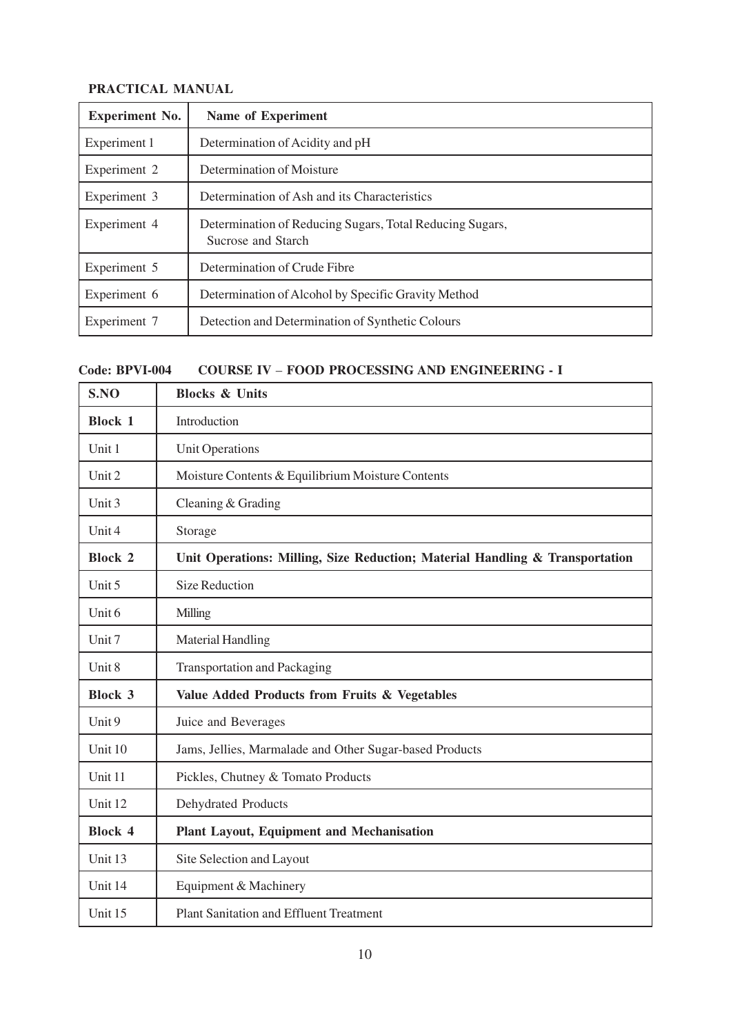**PRACTICAL MANUAL**

| Experiment No. | Name of Experiment |
|---|---|
| Experiment 1 | Determination of Acidity and pH |
| Experiment 2 | Determination of Moisture |
| Experiment 3 | Determination of Ash and its Characteristics |
| Experiment 4 | Determination of Reducing Sugars, Total Reducing Sugars, Sucrose and Starch |
| Experiment 5 | Determination of Crude Fibre |
| Experiment 6 | Determination of Alcohol by Specific Gravity Method |
| Experiment 7 | Detection and Determination of Synthetic Colours |

**Code: BPVI-004 COURSE IV – FOOD PROCESSING AND ENGINEERING - I**

| S.NO | Blocks & Units |
|---|---|
| **Block 1** | Introduction |
| Unit 1 | Unit Operations |
| Unit 2 | Moisture Contents & Equilibrium Moisture Contents |
| Unit 3 | Cleaning & Grading |
| Unit 4 | Storage |
| **Block 2** | **Unit Operations: Milling, Size Reduction; Material Handling & Transportation** |
| Unit 5 | Size Reduction |
| Unit 6 | Milling |
| Unit 7 | Material Handling |
| Unit 8 | Transportation and Packaging |
| **Block 3** | **Value Added Products from Fruits & Vegetables** |
| Unit 9 | Juice and Beverages |
| Unit 10 | Jams, Jellies, Marmalade and Other Sugar-based Products |
| Unit 11 | Pickles, Chutney & Tomato Products |
| Unit 12 | Dehydrated Products |
| **Block 4** | **Plant Layout, Equipment and Mechanisation** |
| Unit 13 | Site Selection and Layout |
| Unit 14 | Equipment & Machinery |
| Unit 15 | Plant Sanitation and Effluent Treatment |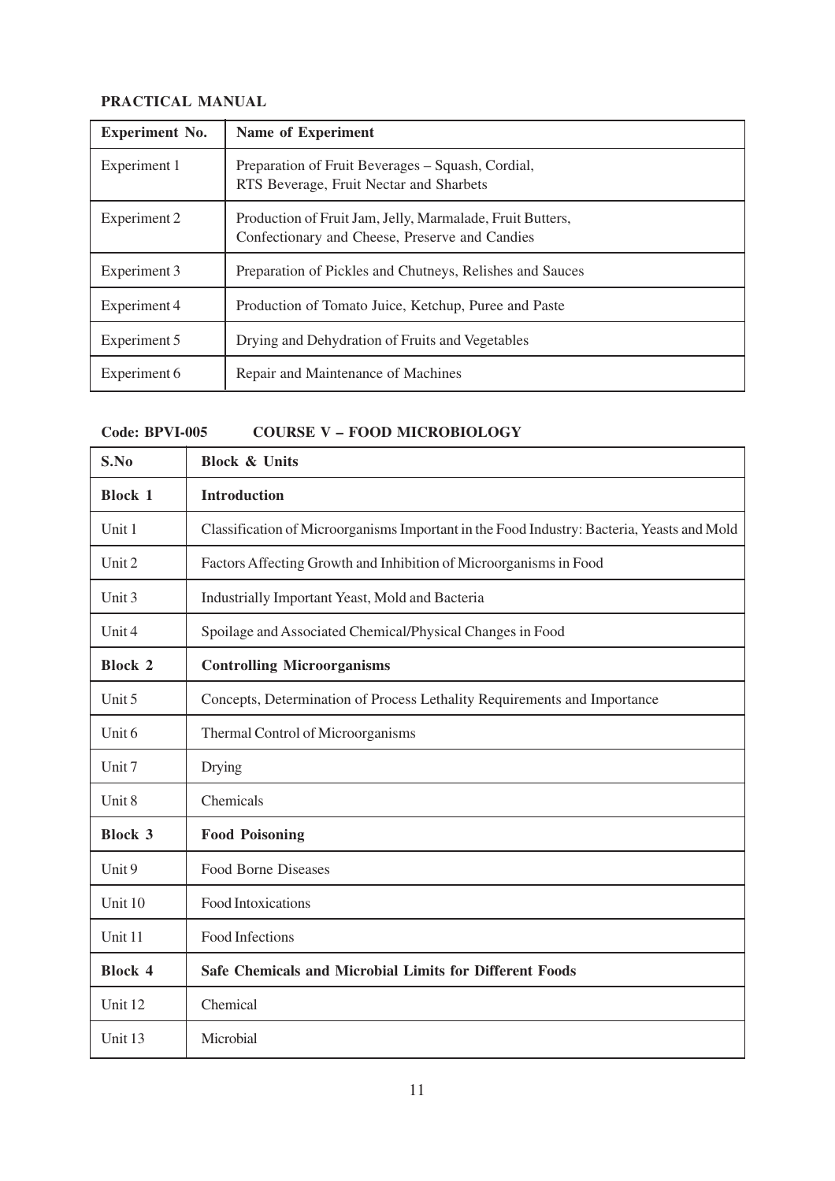**PRACTICAL MANUAL**

| Experiment No. | Name of Experiment |
|---|---|
| Experiment 1 | Preparation of Fruit Beverages – Squash, Cordial, RTS Beverage, Fruit Nectar and Sharbets |
| Experiment 2 | Production of Fruit Jam, Jelly, Marmalade, Fruit Butters, Confectionary and Cheese, Preserve and Candies |
| Experiment 3 | Preparation of Pickles and Chutneys, Relishes and Sauces |
| Experiment 4 | Production of Tomato Juice, Ketchup, Puree and Paste |
| Experiment 5 | Drying and Dehydration of Fruits and Vegetables |
| Experiment 6 | Repair and Maintenance of Machines |

**Code: BPVI-005 COURSE V – FOOD MICROBIOLOGY**

| S.No | Block & Units |
|---|---|
| **Block 1** | **Introduction** |
| Unit 1 | Classification of Microorganisms Important in the Food Industry: Bacteria, Yeasts and Mold |
| Unit 2 | Factors Affecting Growth and Inhibition of Microorganisms in Food |
| Unit 3 | Industrially Important Yeast, Mold and Bacteria |
| Unit 4 | Spoilage and Associated Chemical/Physical Changes in Food |
| **Block 2** | **Controlling Microorganisms** |
| Unit 5 | Concepts, Determination of Process Lethality Requirements and Importance |
| Unit 6 | Thermal Control of Microorganisms |
| Unit 7 | Drying |
| Unit 8 | Chemicals |
| **Block 3** | **Food Poisoning** |
| Unit 9 | Food Borne Diseases |
| Unit 10 | Food Intoxications |
| Unit 11 | Food Infections |
| **Block 4** | **Safe Chemicals and Microbial Limits for Different Foods** |
| Unit 12 | Chemical |
| Unit 13 | Microbial |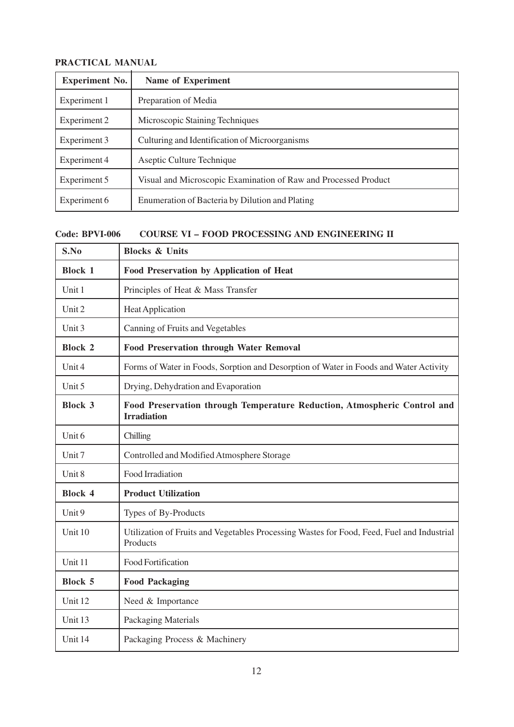**PRACTICAL MANUAL**

| Experiment No. | Name of Experiment |
|---|---|
| Experiment 1 | Preparation of Media |
| Experiment 2 | Microscopic Staining Techniques |
| Experiment 3 | Culturing and Identification of Microorganisms |
| Experiment 4 | Aseptic Culture Technique |
| Experiment 5 | Visual and Microscopic Examination of Raw and Processed Product |
| Experiment 6 | Enumeration of Bacteria by Dilution and Plating |

**Code: BPVI-006 COURSE VI – FOOD PROCESSING AND ENGINEERING II**

| S.No | Blocks & Units |
|---|---|
| **Block 1** | **Food Preservation by Application of Heat** |
| Unit 1 | Principles of Heat & Mass Transfer |
| Unit 2 | Heat Application |
| Unit 3 | Canning of Fruits and Vegetables |
| **Block 2** | **Food Preservation through Water Removal** |
| Unit 4 | Forms of Water in Foods, Sorption and Desorption of Water in Foods and Water Activity |
| Unit 5 | Drying, Dehydration and Evaporation |
| **Block 3** | **Food Preservation through Temperature Reduction, Atmospheric Control and Irradiation** |
| Unit 6 | Chilling |
| Unit 7 | Controlled and Modified Atmosphere Storage |
| Unit 8 | Food Irradiation |
| **Block 4** | **Product Utilization** |
| Unit 9 | Types of By-Products |
| Unit 10 | Utilization of Fruits and Vegetables Processing Wastes for Food, Feed, Fuel and Industrial Products |
| Unit 11 | Food Fortification |
| **Block 5** | **Food Packaging** |
| Unit 12 | Need & Importance |
| Unit 13 | Packaging Materials |
| Unit 14 | Packaging Process & Machinery |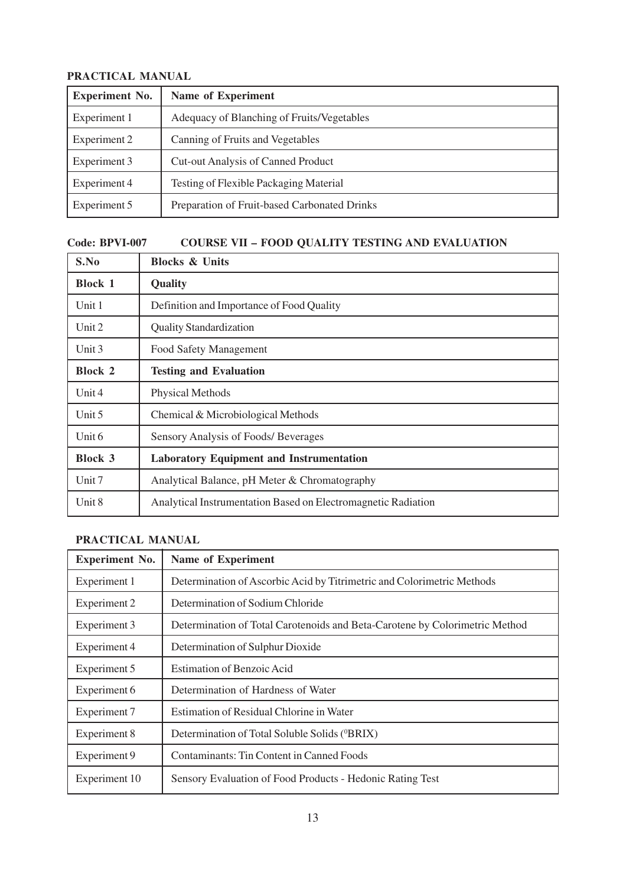**PRACTICAL MANUAL**

| Experiment No. | Name of Experiment |
|---|---|
| Experiment 1 | Adequacy of Blanching of Fruits/Vegetables |
| Experiment 2 | Canning of Fruits and Vegetables |
| Experiment 3 | Cut-out Analysis of Canned Product |
| Experiment 4 | Testing of Flexible Packaging Material |
| Experiment 5 | Preparation of Fruit-based Carbonated Drinks |

**Code: BPVI-007 COURSE VII – FOOD QUALITY TESTING AND EVALUATION**

| S.No | Blocks & Units |
|---|---|
| **Block 1** | **Quality** |
| Unit 1 | Definition and Importance of Food Quality |
| Unit 2 | Quality Standardization |
| Unit 3 | Food Safety Management |
| **Block 2** | **Testing and Evaluation** |
| Unit 4 | Physical Methods |
| Unit 5 | Chemical & Microbiological Methods |
| Unit 6 | Sensory Analysis of Foods/ Beverages |
| **Block 3** | **Laboratory Equipment and Instrumentation** |
| Unit 7 | Analytical Balance, pH Meter & Chromatography |
| Unit 8 | Analytical Instrumentation Based on Electromagnetic Radiation |

**PRACTICAL MANUAL**

| Experiment No. | Name of Experiment |
|---|---|
| Experiment 1 | Determination of Ascorbic Acid by Titrimetric and Colorimetric Methods |
| Experiment 2 | Determination of Sodium Chloride |
| Experiment 3 | Determination of Total Carotenoids and Beta-Carotene by Colorimetric Method |
| Experiment 4 | Determination of Sulphur Dioxide |
| Experiment 5 | Estimation of Benzoic Acid |
| Experiment 6 | Determination of Hardness of Water |
| Experiment 7 | Estimation of Residual Chlorine in Water |
| Experiment 8 | Determination of Total Soluble Solids ($^0$BRIX) |
| Experiment 9 | Contaminants: Tin Content in Canned Foods |
| Experiment 10 | Sensory Evaluation of Food Products - Hedonic Rating Test |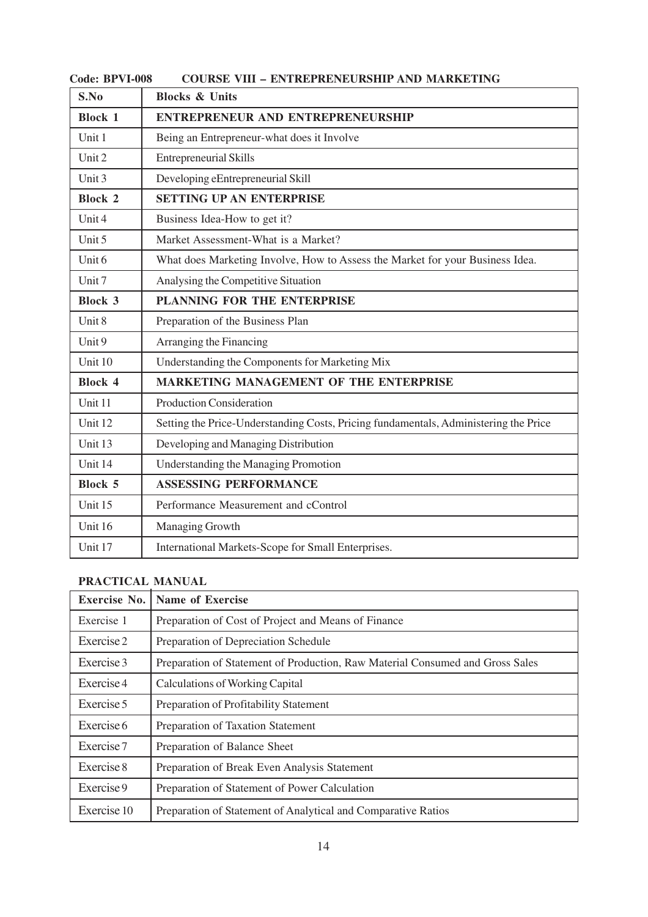**Code: BPVI-008 COURSE VIII – ENTREPRENEURSHIP AND MARKETING**

| S.No | Blocks & Units |
|---|---|
| **Block 1** | **ENTREPRENEUR AND ENTREPRENEURSHIP** |
| Unit 1 | Being an Entrepreneur-what does it Involve |
| Unit 2 | Entrepreneurial Skills |
| Unit 3 | Developing eEntrepreneurial Skill |
| **Block 2** | **SETTING UP AN ENTERPRISE** |
| Unit 4 | Business Idea-How to get it? |
| Unit 5 | Market Assessment-What is a Market? |
| Unit 6 | What does Marketing Involve, How to Assess the Market for your Business Idea. |
| Unit 7 | Analysing the Competitive Situation |
| **Block 3** | **PLANNING FOR THE ENTERPRISE** |
| Unit 8 | Preparation of the Business Plan |
| Unit 9 | Arranging the Financing |
| Unit 10 | Understanding the Components for Marketing Mix |
| **Block 4** | **MARKETING MANAGEMENT OF THE ENTERPRISE** |
| Unit 11 | Production Consideration |
| Unit 12 | Setting the Price-Understanding Costs, Pricing fundamentals, Administering the Price |
| Unit 13 | Developing and Managing Distribution |
| Unit 14 | Understanding the Managing Promotion |
| **Block 5** | **ASSESSING PERFORMANCE** |
| Unit 15 | Performance Measurement and cControl |
| Unit 16 | Managing Growth |
| Unit 17 | International Markets-Scope for Small Enterprises. |

**PRACTICAL MANUAL**

| Exercise No. | Name of Exercise |
|---|---|
| Exercise 1 | Preparation of Cost of Project and Means of Finance |
| Exercise 2 | Preparation of Depreciation Schedule |
| Exercise 3 | Preparation of Statement of Production, Raw Material Consumed and Gross Sales |
| Exercise 4 | Calculations of Working Capital |
| Exercise 5 | Preparation of Profitability Statement |
| Exercise 6 | Preparation of Taxation Statement |
| Exercise 7 | Preparation of Balance Sheet |
| Exercise 8 | Preparation of Break Even Analysis Statement |
| Exercise 9 | Preparation of Statement of Power Calculation |
| Exercise 10 | Preparation of Statement of Analytical and Comparative Ratios |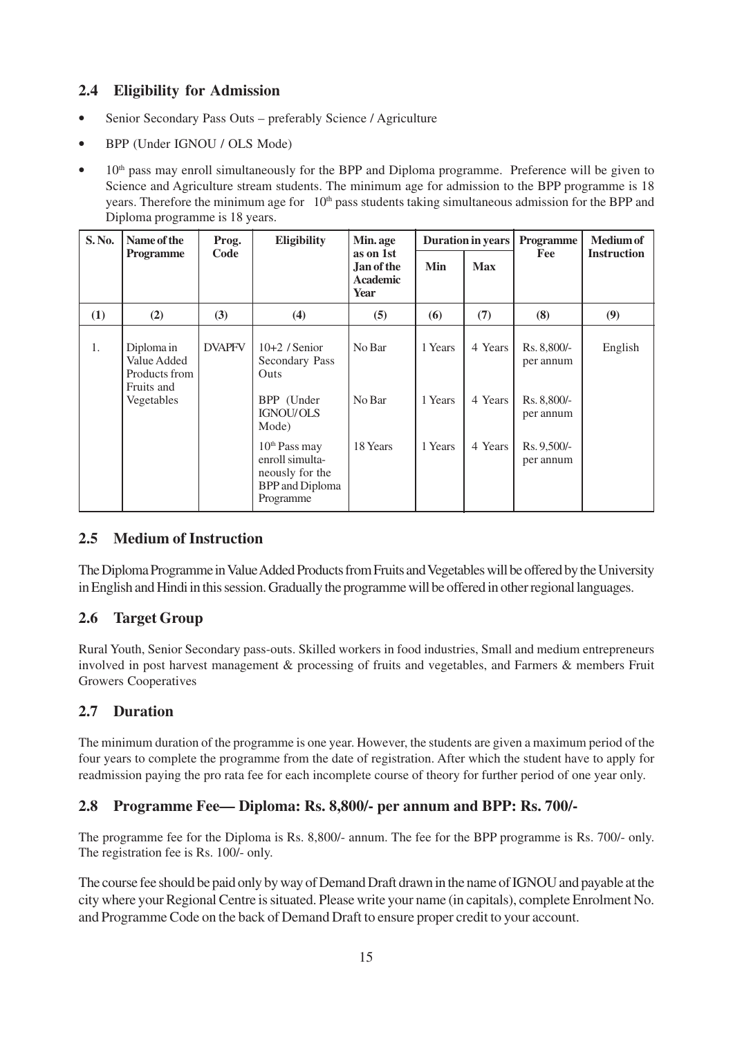## 2.4 Eligibility for Admission

- Senior Secondary Pass Outs – preferably Science / Agriculture
- BPP (Under IGNOU / OLS Mode)
- 10th pass may enroll simultaneously for the BPP and Diploma programme. Preference will be given to Science and Agriculture stream students. The minimum age for admission to the BPP programme is 18 years. Therefore the minimum age for 10th pass students taking simultaneous admission for the BPP and Diploma programme is 18 years.

| S. No. | Name of the Programme | Prog. Code | Eligibility | Min. age as on 1st Jan of the Academic Year | Duration in years | | Programme Fee | Medium of Instruction |
|---|---|---|---|---|---|---|---|---|
| | | | | | Min | Max | | |
| (1) | (2) | (3) | (4) | (5) | (6) | (7) | (8) | (9) |
| 1. | Diploma in Value Added Products from Fruits and Vegetables | DVAPFV | 10+2 / Senior Secondary Pass Outs | No Bar | 1 Years | 4 Years | Rs. 8,800/- per annum | English |
| | | | BPP (Under IGNOU/OLS Mode) | No Bar | 1 Years | 4 Years | Rs. 8,800/- per annum | |
| | | | 10th Pass may enroll simultaneously for the BPP and Diploma Programme | 18 Years | 1 Years | 4 Years | Rs. 9,500/- per annum | |

## 2.5 Medium of Instruction

The Diploma Programme in Value Added Products from Fruits and Vegetables will be offered by the University in English and Hindi in this session. Gradually the programme will be offered in other regional languages.

## 2.6 Target Group

Rural Youth, Senior Secondary pass-outs. Skilled workers in food industries, Small and medium entrepreneurs involved in post harvest management & processing of fruits and vegetables, and Farmers & members Fruit Growers Cooperatives

## 2.7 Duration

The minimum duration of the programme is one year. However, the students are given a maximum period of the four years to complete the programme from the date of registration. After which the student have to apply for readmission paying the pro rata fee for each incomplete course of theory for further period of one year only.

## 2.8 Programme Fee— Diploma: Rs. 8,800/- per annum and BPP: Rs. 700/-

The programme fee for the Diploma is Rs. 8,800/- annum. The fee for the BPP programme is Rs. 700/- only. The registration fee is Rs. 100/- only.

The course fee should be paid only by way of Demand Draft drawn in the name of IGNOU and payable at the city where your Regional Centre is situated. Please write your name (in capitals), complete Enrolment No. and Programme Code on the back of Demand Draft to ensure proper credit to your account.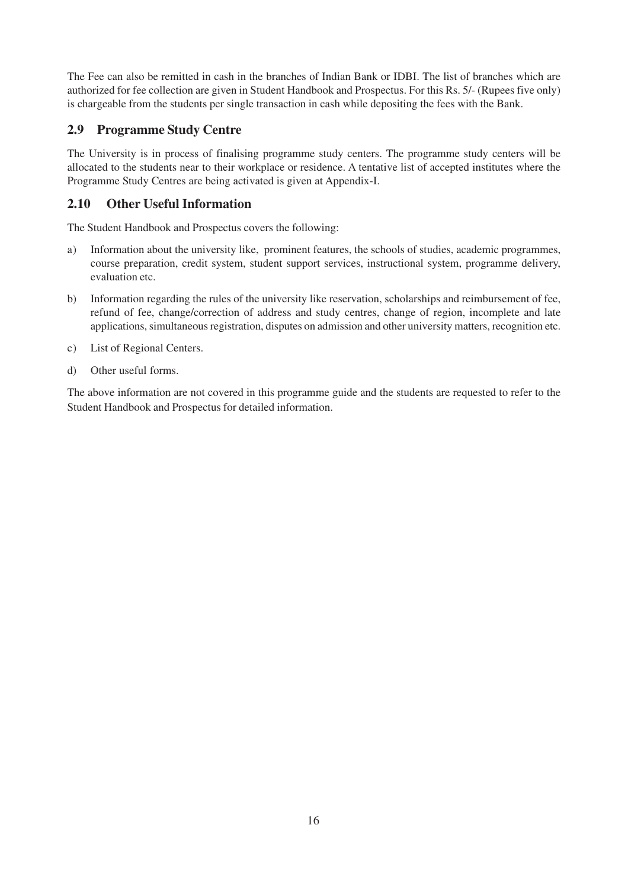The Fee can also be remitted in cash in the branches of Indian Bank or IDBI. The list of branches which are authorized for fee collection are given in Student Handbook and Prospectus. For this Rs. 5/- (Rupees five only) is chargeable from the students per single transaction in cash while depositing the fees with the Bank.

## 2.9 Programme Study Centre

The University is in process of finalising programme study centers. The programme study centers will be allocated to the students near to their workplace or residence. A tentative list of accepted institutes where the Programme Study Centres are being activated is given at Appendix-I.

## 2.10 Other Useful Information

The Student Handbook and Prospectus covers the following:

a) Information about the university like, prominent features, the schools of studies, academic programmes, course preparation, credit system, student support services, instructional system, programme delivery, evaluation etc.

b) Information regarding the rules of the university like reservation, scholarships and reimbursement of fee, refund of fee, change/correction of address and study centres, change of region, incomplete and late applications, simultaneous registration, disputes on admission and other university matters, recognition etc.

c) List of Regional Centers.

d) Other useful forms.

The above information are not covered in this programme guide and the students are requested to refer to the Student Handbook and Prospectus for detailed information.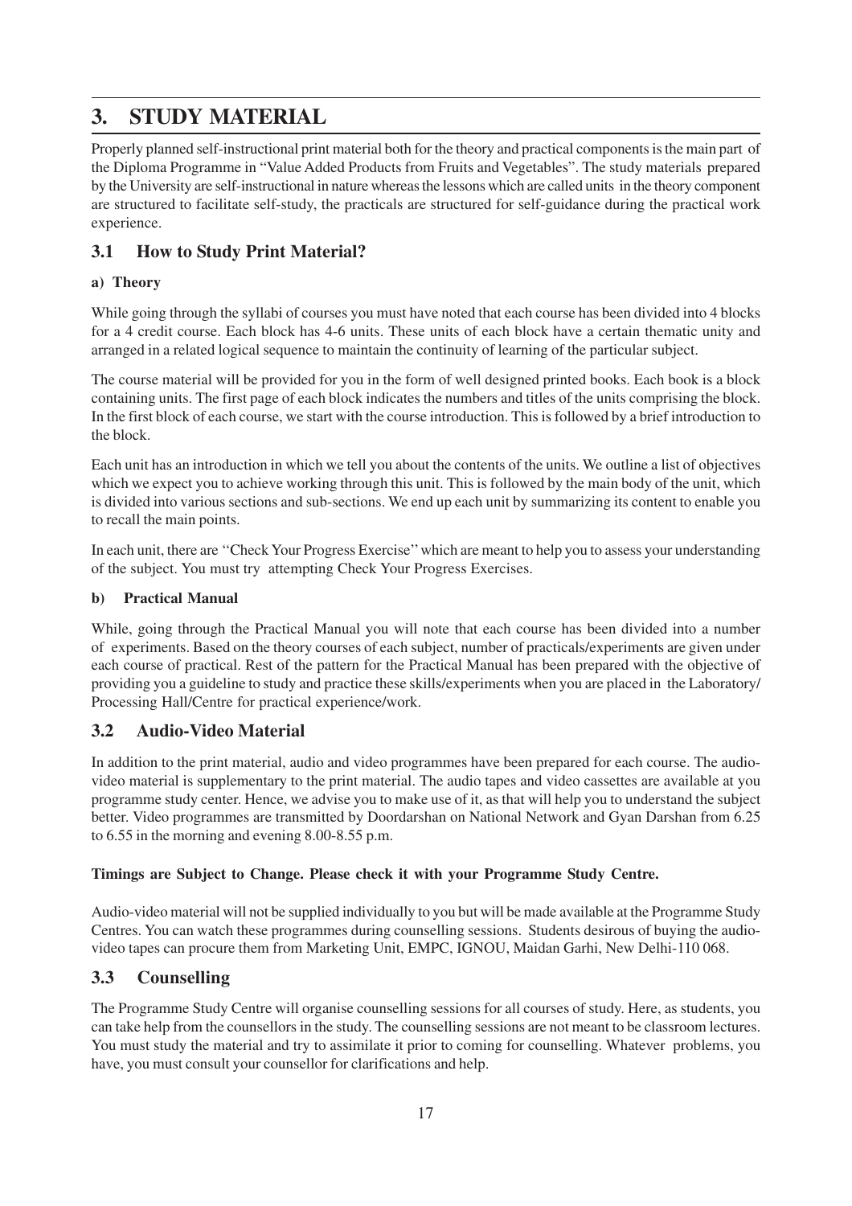# 3. STUDY MATERIAL

Properly planned self-instructional print material both for the theory and practical components is the main part of the Diploma Programme in "Value Added Products from Fruits and Vegetables". The study materials prepared by the University are self-instructional in nature whereas the lessons which are called units in the theory component are structured to facilitate self-study, the practicals are structured for self-guidance during the practical work experience.

## 3.1 How to Study Print Material?

**a) Theory**

While going through the syllabi of courses you must have noted that each course has been divided into 4 blocks for a 4 credit course. Each block has 4-6 units. These units of each block have a certain thematic unity and arranged in a related logical sequence to maintain the continuity of learning of the particular subject.

The course material will be provided for you in the form of well designed printed books. Each book is a block containing units. The first page of each block indicates the numbers and titles of the units comprising the block. In the first block of each course, we start with the course introduction. This is followed by a brief introduction to the block.

Each unit has an introduction in which we tell you about the contents of the units. We outline a list of objectives which we expect you to achieve working through this unit. This is followed by the main body of the unit, which is divided into various sections and sub-sections. We end up each unit by summarizing its content to enable you to recall the main points.

In each unit, there are "Check Your Progress Exercise" which are meant to help you to assess your understanding of the subject. You must try attempting Check Your Progress Exercises.

**b) Practical Manual**

While, going through the Practical Manual you will note that each course has been divided into a number of experiments. Based on the theory courses of each subject, number of practicals/experiments are given under each course of practical. Rest of the pattern for the Practical Manual has been prepared with the objective of providing you a guideline to study and practice these skills/experiments when you are placed in the Laboratory/ Processing Hall/Centre for practical experience/work.

## 3.2 Audio-Video Material

In addition to the print material, audio and video programmes have been prepared for each course. The audio-video material is supplementary to the print material. The audio tapes and video cassettes are available at you programme study center. Hence, we advise you to make use of it, as that will help you to understand the subject better. Video programmes are transmitted by Doordarshan on National Network and Gyan Darshan from 6.25 to 6.55 in the morning and evening 8.00-8.55 p.m.

**Timings are Subject to Change. Please check it with your Programme Study Centre.**

Audio-video material will not be supplied individually to you but will be made available at the Programme Study Centres. You can watch these programmes during counselling sessions. Students desirous of buying the audio-video tapes can procure them from Marketing Unit, EMPC, IGNOU, Maidan Garhi, New Delhi-110 068.

## 3.3 Counselling

The Programme Study Centre will organise counselling sessions for all courses of study. Here, as students, you can take help from the counsellors in the study. The counselling sessions are not meant to be classroom lectures. You must study the material and try to assimilate it prior to coming for counselling. Whatever problems, you have, you must consult your counsellor for clarifications and help.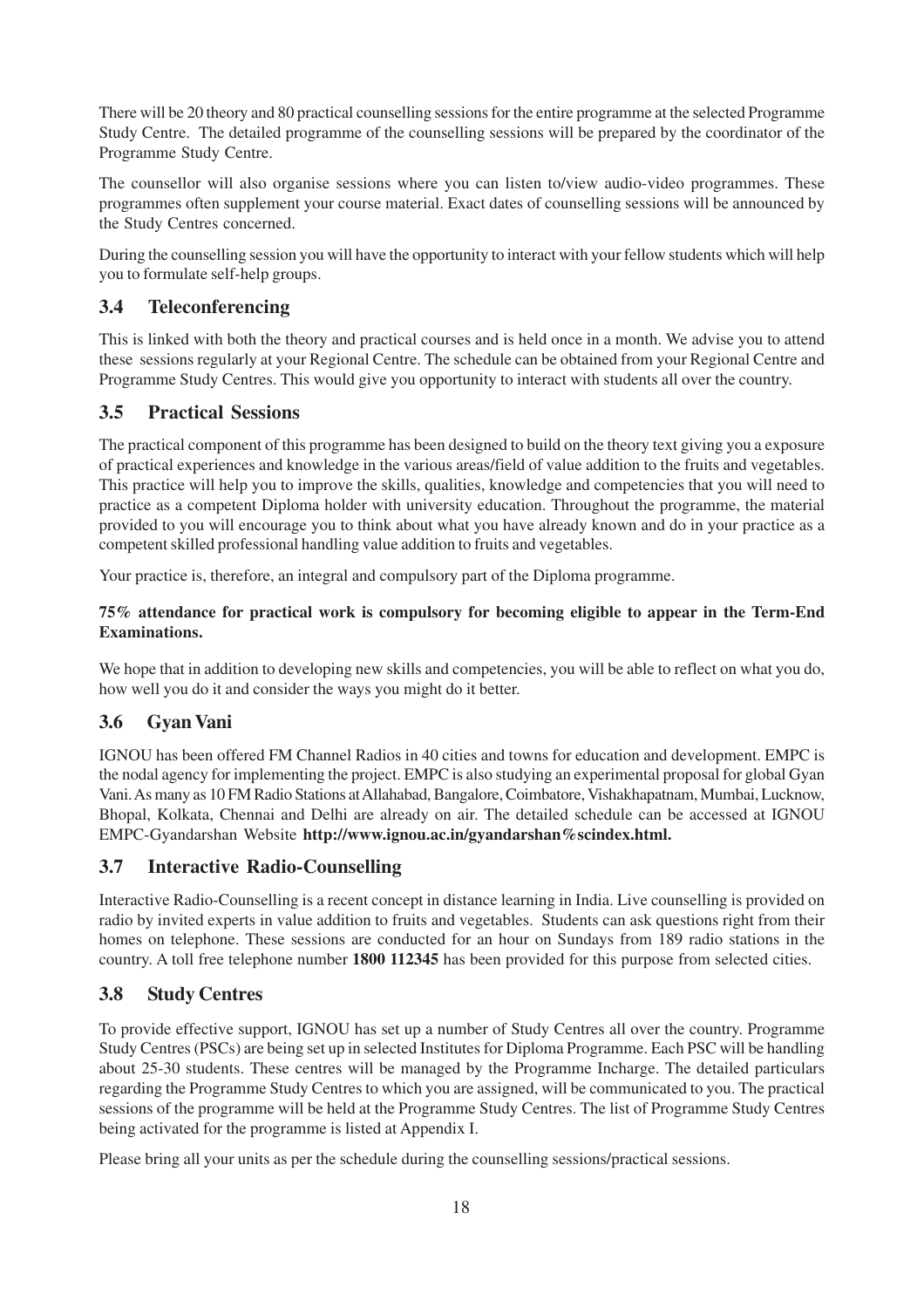There will be 20 theory and 80 practical counselling sessions for the entire programme at the selected Programme Study Centre. The detailed programme of the counselling sessions will be prepared by the coordinator of the Programme Study Centre.

The counsellor will also organise sessions where you can listen to/view audio-video programmes. These programmes often supplement your course material. Exact dates of counselling sessions will be announced by the Study Centres concerned.

During the counselling session you will have the opportunity to interact with your fellow students which will help you to formulate self-help groups.

## 3.4 Teleconferencing

This is linked with both the theory and practical courses and is held once in a month. We advise you to attend these sessions regularly at your Regional Centre. The schedule can be obtained from your Regional Centre and Programme Study Centres. This would give you opportunity to interact with students all over the country.

## 3.5 Practical Sessions

The practical component of this programme has been designed to build on the theory text giving you a exposure of practical experiences and knowledge in the various areas/field of value addition to the fruits and vegetables. This practice will help you to improve the skills, qualities, knowledge and competencies that you will need to practice as a competent Diploma holder with university education. Throughout the programme, the material provided to you will encourage you to think about what you have already known and do in your practice as a competent skilled professional handling value addition to fruits and vegetables.

Your practice is, therefore, an integral and compulsory part of the Diploma programme.

**75% attendance for practical work is compulsory for becoming eligible to appear in the Term-End Examinations.**

We hope that in addition to developing new skills and competencies, you will be able to reflect on what you do, how well you do it and consider the ways you might do it better.

## 3.6 Gyan Vani

IGNOU has been offered FM Channel Radios in 40 cities and towns for education and development. EMPC is the nodal agency for implementing the project. EMPC is also studying an experimental proposal for global Gyan Vani. As many as 10 FM Radio Stations at Allahabad, Bangalore, Coimbatore, Vishakhapatnam, Mumbai, Lucknow, Bhopal, Kolkata, Chennai and Delhi are already on air. The detailed schedule can be accessed at IGNOU EMPC-Gyandarshan Website **http://www.ignou.ac.in/gyandarshan%scindex.html.**

## 3.7 Interactive Radio-Counselling

Interactive Radio-Counselling is a recent concept in distance learning in India. Live counselling is provided on radio by invited experts in value addition to fruits and vegetables. Students can ask questions right from their homes on telephone. These sessions are conducted for an hour on Sundays from 189 radio stations in the country. A toll free telephone number **1800 112345** has been provided for this purpose from selected cities.

## 3.8 Study Centres

To provide effective support, IGNOU has set up a number of Study Centres all over the country. Programme Study Centres (PSCs) are being set up in selected Institutes for Diploma Programme. Each PSC will be handling about 25-30 students. These centres will be managed by the Programme Incharge. The detailed particulars regarding the Programme Study Centres to which you are assigned, will be communicated to you. The practical sessions of the programme will be held at the Programme Study Centres. The list of Programme Study Centres being activated for the programme is listed at Appendix I.

Please bring all your units as per the schedule during the counselling sessions/practical sessions.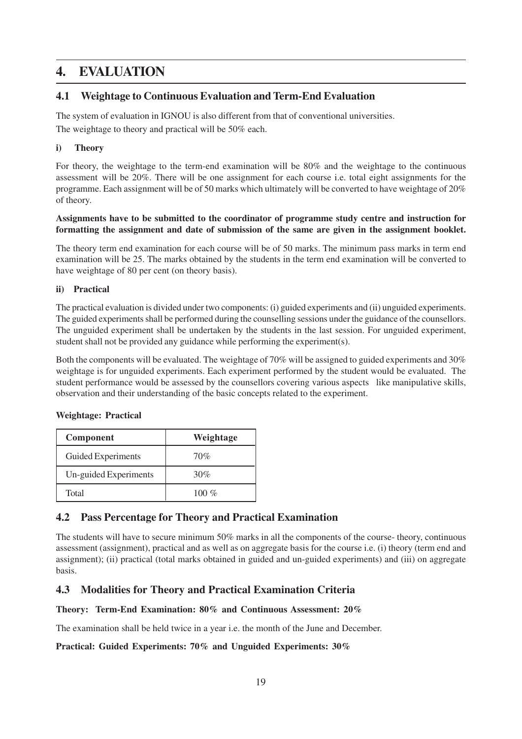# 4. EVALUATION

## 4.1 Weightage to Continuous Evaluation and Term-End Evaluation

The system of evaluation in IGNOU is also different from that of conventional universities.

The weightage to theory and practical will be 50% each.

### i) Theory

For theory, the weightage to the term-end examination will be 80% and the weightage to the continuous assessment will be 20%. There will be one assignment for each course i.e. total eight assignments for the programme. Each assignment will be of 50 marks which ultimately will be converted to have weightage of 20% of theory.

**Assignments have to be submitted to the coordinator of programme study centre and instruction for formatting the assignment and date of submission of the same are given in the assignment booklet.**

The theory term end examination for each course will be of 50 marks. The minimum pass marks in term end examination will be 25. The marks obtained by the students in the term end examination will be converted to have weightage of 80 per cent (on theory basis).

### ii) Practical

The practical evaluation is divided under two components: (i) guided experiments and (ii) unguided experiments. The guided experiments shall be performed during the counselling sessions under the guidance of the counsellors. The unguided experiment shall be undertaken by the students in the last session. For unguided experiment, student shall not be provided any guidance while performing the experiment(s).

Both the components will be evaluated. The weightage of 70% will be assigned to guided experiments and 30% weightage is for unguided experiments. Each experiment performed by the student would be evaluated. The student performance would be assessed by the counsellors covering various aspects like manipulative skills, observation and their understanding of the basic concepts related to the experiment.

**Weightage: Practical**

| Component | Weightage |
|---|---|
| Guided Experiments | 70% |
| Un-guided Experiments | 30% |
| Total | 100 % |

## 4.2 Pass Percentage for Theory and Practical Examination

The students will have to secure minimum 50% marks in all the components of the course- theory, continuous assessment (assignment), practical and as well as on aggregate basis for the course i.e. (i) theory (term end and assignment); (ii) practical (total marks obtained in guided and un-guided experiments) and (iii) on aggregate basis.

## 4.3 Modalities for Theory and Practical Examination Criteria

**Theory: Term-End Examination: 80% and Continuous Assessment: 20%**

The examination shall be held twice in a year i.e. the month of the June and December.

**Practical: Guided Experiments: 70% and Unguided Experiments: 30%**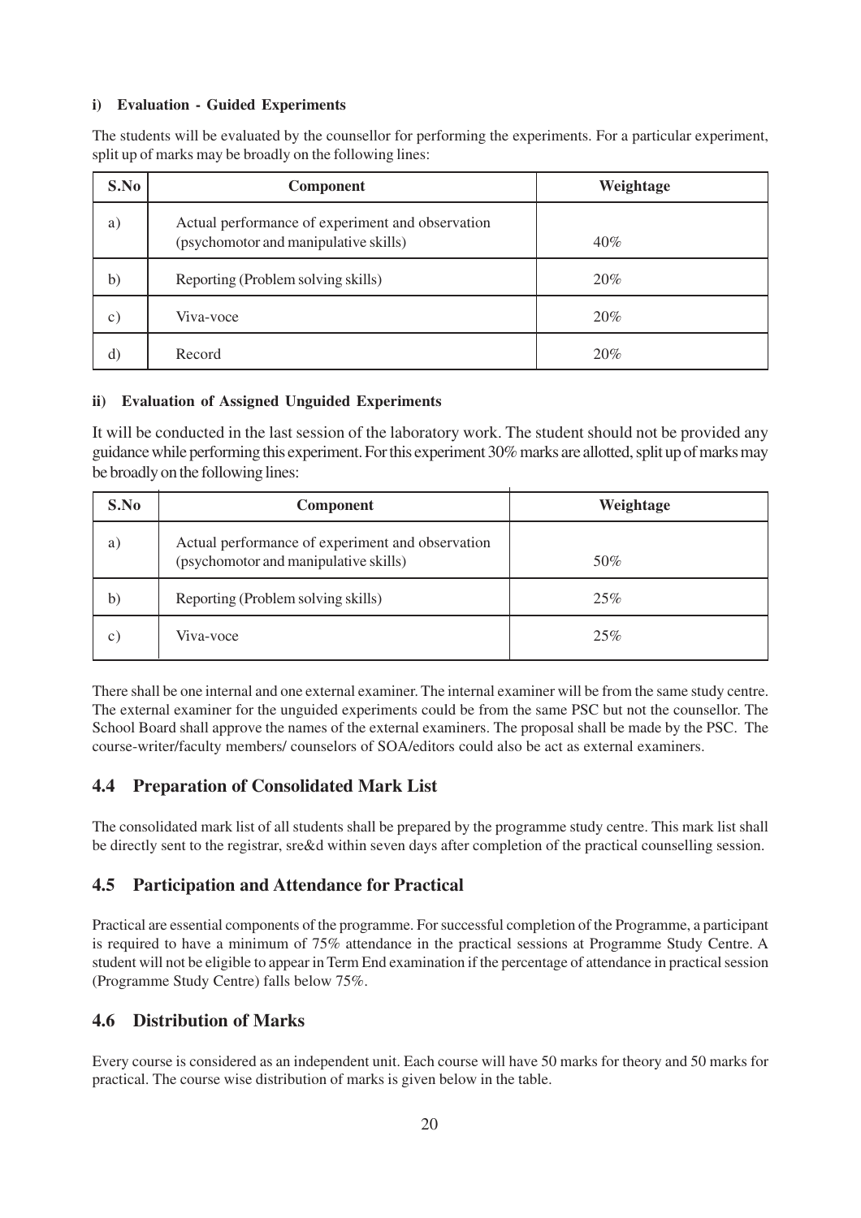#### i) Evaluation - Guided Experiments

The students will be evaluated by the counsellor for performing the experiments. For a particular experiment, split up of marks may be broadly on the following lines:

| S.No | Component | Weightage |
|---|---|---|
| a) | Actual performance of experiment and observation (psychomotor and manipulative skills) | 40% |
| b) | Reporting (Problem solving skills) | 20% |
| c) | Viva-voce | 20% |
| d) | Record | 20% |

#### ii) Evaluation of Assigned Unguided Experiments

It will be conducted in the last session of the laboratory work. The student should not be provided any guidance while performing this experiment. For this experiment 30% marks are allotted, split up of marks may be broadly on the following lines:

| S.No | Component | Weightage |
|---|---|---|
| a) | Actual performance of experiment and observation (psychomotor and manipulative skills) | 50% |
| b) | Reporting (Problem solving skills) | 25% |
| c) | Viva-voce | 25% |

There shall be one internal and one external examiner. The internal examiner will be from the same study centre. The external examiner for the unguided experiments could be from the same PSC but not the counsellor. The School Board shall approve the names of the external examiners. The proposal shall be made by the PSC. The course-writer/faculty members/ counselors of SOA/editors could also be act as external examiners.

## 4.4 Preparation of Consolidated Mark List

The consolidated mark list of all students shall be prepared by the programme study centre. This mark list shall be directly sent to the registrar, sre&d within seven days after completion of the practical counselling session.

## 4.5 Participation and Attendance for Practical

Practical are essential components of the programme. For successful completion of the Programme, a participant is required to have a minimum of 75% attendance in the practical sessions at Programme Study Centre. A student will not be eligible to appear in Term End examination if the percentage of attendance in practical session (Programme Study Centre) falls below 75%.

## 4.6 Distribution of Marks

Every course is considered as an independent unit. Each course will have 50 marks for theory and 50 marks for practical. The course wise distribution of marks is given below in the table.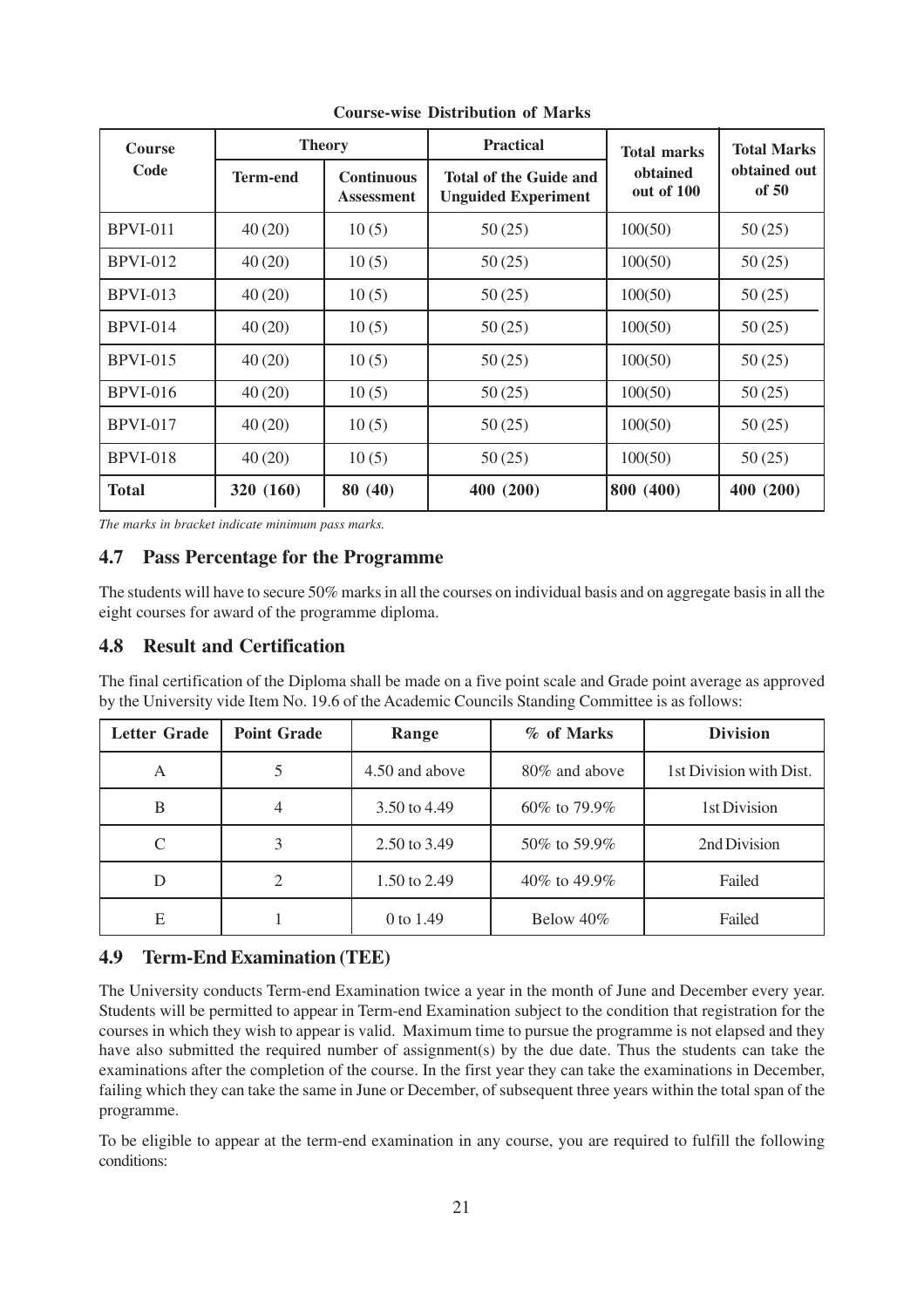**Course-wise Distribution of Marks**

| Course Code | Theory | | Practical | Total marks obtained out of 100 | Total Marks obtained out of 50 |
|---|---|---|---|---|---|
| | Term-end | Continuous Assessment | Total of the Guide and Unguided Experiment | | |
| BPVI-011 | 40 (20) | 10 (5) | 50 (25) | 100(50) | 50 (25) |
| BPVI-012 | 40 (20) | 10 (5) | 50 (25) | 100(50) | 50 (25) |
| BPVI-013 | 40 (20) | 10 (5) | 50 (25) | 100(50) | 50 (25) |
| BPVI-014 | 40 (20) | 10 (5) | 50 (25) | 100(50) | 50 (25) |
| BPVI-015 | 40 (20) | 10 (5) | 50 (25) | 100(50) | 50 (25) |
| BPVI-016 | 40 (20) | 10 (5) | 50 (25) | 100(50) | 50 (25) |
| BPVI-017 | 40 (20) | 10 (5) | 50 (25) | 100(50) | 50 (25) |
| BPVI-018 | 40 (20) | 10 (5) | 50 (25) | 100(50) | 50 (25) |
| **Total** | **320 (160)** | **80 (40)** | **400 (200)** | **800 (400)** | **400 (200)** |

*The marks in bracket indicate minimum pass marks.*

## 4.7 Pass Percentage for the Programme

The students will have to secure 50% marks in all the courses on individual basis and on aggregate basis in all the eight courses for award of the programme diploma.

## 4.8 Result and Certification

The final certification of the Diploma shall be made on a five point scale and Grade point average as approved by the University vide Item No. 19.6 of the Academic Councils Standing Committee is as follows:

| Letter Grade | Point Grade | Range | % of Marks | Division |
|---|---|---|---|---|
| A | 5 | 4.50 and above | 80% and above | 1st Division with Dist. |
| B | 4 | 3.50 to 4.49 | 60% to 79.9% | 1st Division |
| C | 3 | 2.50 to 3.49 | 50% to 59.9% | 2nd Division |
| D | 2 | 1.50 to 2.49 | 40% to 49.9% | Failed |
| E | 1 | 0 to 1.49 | Below 40% | Failed |

## 4.9 Term-End Examination (TEE)

The University conducts Term-end Examination twice a year in the month of June and December every year. Students will be permitted to appear in Term-end Examination subject to the condition that registration for the courses in which they wish to appear is valid. Maximum time to pursue the programme is not elapsed and they have also submitted the required number of assignment(s) by the due date. Thus the students can take the examinations after the completion of the course. In the first year they can take the examinations in December, failing which they can take the same in June or December, of subsequent three years within the total span of the programme.

To be eligible to appear at the term-end examination in any course, you are required to fulfill the following conditions: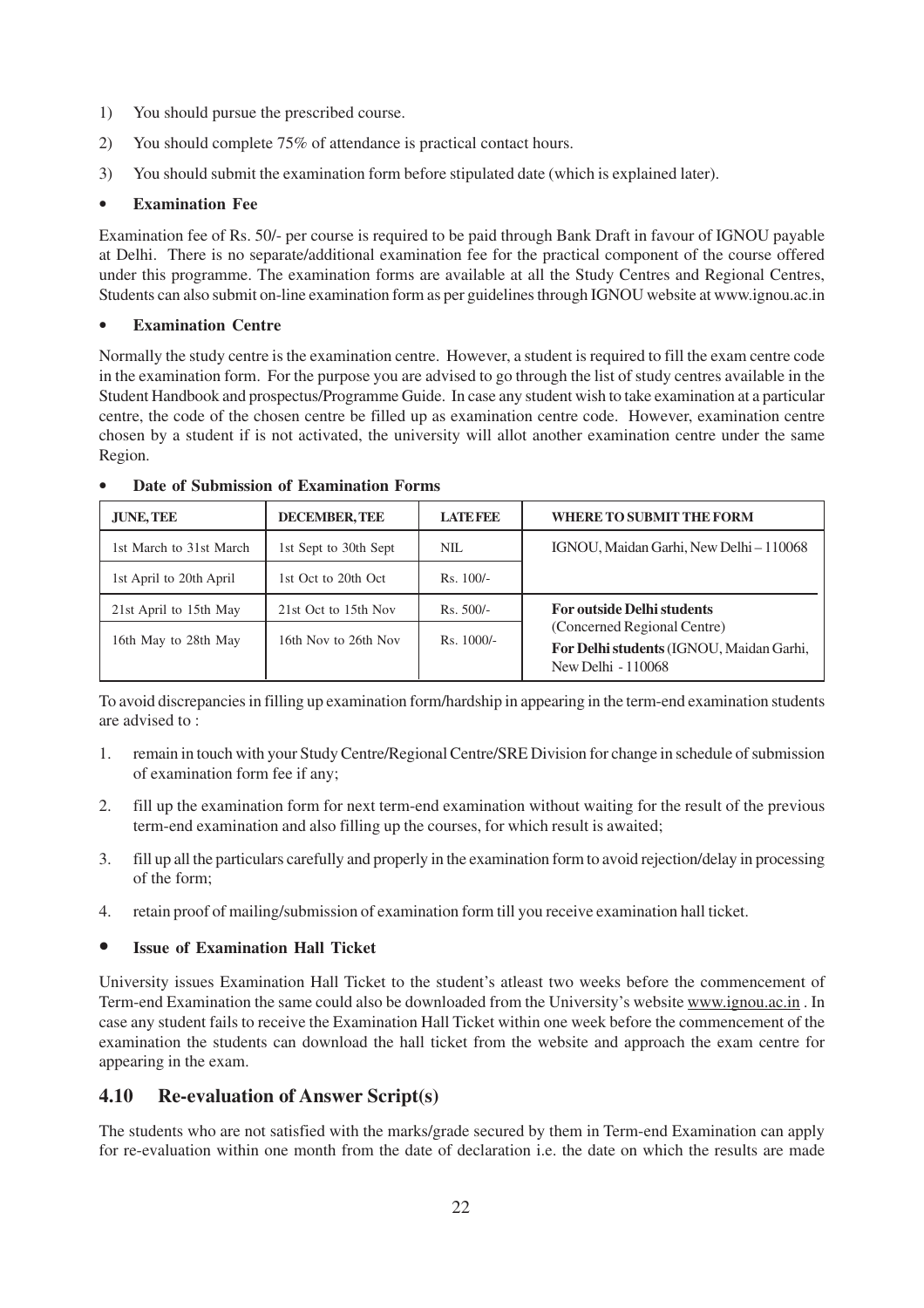1) You should pursue the prescribed course.
2) You should complete 75% of attendance is practical contact hours.
3) You should submit the examination form before stipulated date (which is explained later).

- **Examination Fee**

Examination fee of Rs. 50/- per course is required to be paid through Bank Draft in favour of IGNOU payable at Delhi. There is no separate/additional examination fee for the practical component of the course offered under this programme. The examination forms are available at all the Study Centres and Regional Centres, Students can also submit on-line examination form as per guidelines through IGNOU website at www.ignou.ac.in

- **Examination Centre**

Normally the study centre is the examination centre. However, a student is required to fill the exam centre code in the examination form. For the purpose you are advised to go through the list of study centres available in the Student Handbook and prospectus/Programme Guide. In case any student wish to take examination at a particular centre, the code of the chosen centre be filled up as examination centre code. However, examination centre chosen by a student if is not activated, the university will allot another examination centre under the same Region.

- **Date of Submission of Examination Forms**

| JUNE, TEE | DECEMBER, TEE | LATE FEE | WHERE TO SUBMIT THE FORM |
|---|---|---|---|
| 1st March to 31st March | 1st Sept to 30th Sept | NIL | IGNOU, Maidan Garhi, New Delhi – 110068 |
| 1st April to 20th April | 1st Oct to 20th Oct | Rs. 100/- | |
| 21st April to 15th May | 21st Oct to 15th Nov | Rs. 500/- | **For outside Delhi students** (Concerned Regional Centre) **For Delhi students** (IGNOU, Maidan Garhi, New Delhi - 110068 |
| 16th May to 28th May | 16th Nov to 26th Nov | Rs. 1000/- | |

To avoid discrepancies in filling up examination form/hardship in appearing in the term-end examination students are advised to :

1. remain in touch with your Study Centre/Regional Centre/SRE Division for change in schedule of submission of examination form fee if any;
2. fill up the examination form for next term-end examination without waiting for the result of the previous term-end examination and also filling up the courses, for which result is awaited;
3. fill up all the particulars carefully and properly in the examination form to avoid rejection/delay in processing of the form;
4. retain proof of mailing/submission of examination form till you receive examination hall ticket.

- **Issue of Examination Hall Ticket**

University issues Examination Hall Ticket to the student's atleast two weeks before the commencement of Term-end Examination the same could also be downloaded from the University's website www.ignou.ac.in . In case any student fails to receive the Examination Hall Ticket within one week before the commencement of the examination the students can download the hall ticket from the website and approach the exam centre for appearing in the exam.

## 4.10 Re-evaluation of Answer Script(s)

The students who are not satisfied with the marks/grade secured by them in Term-end Examination can apply for re-evaluation within one month from the date of declaration i.e. the date on which the results are made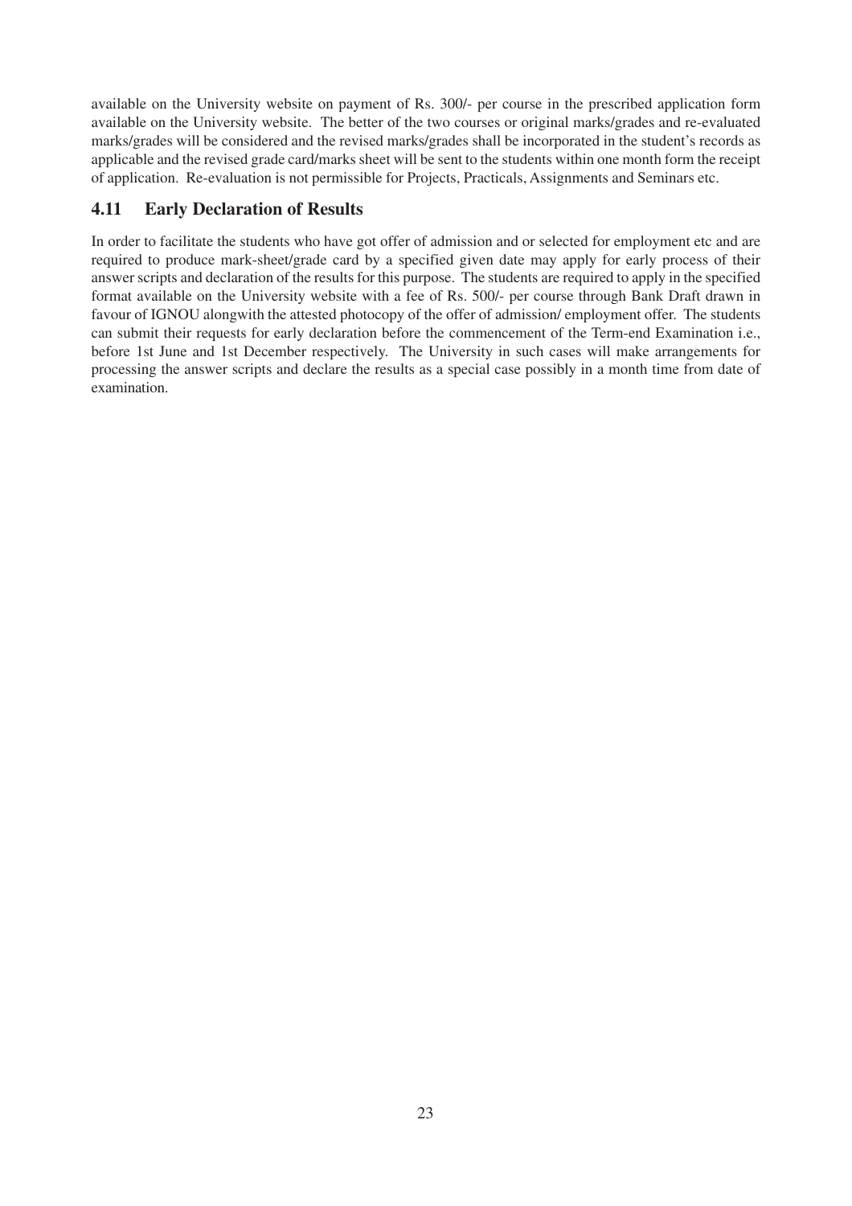available on the University website on payment of Rs. 300/- per course in the prescribed application form available on the University website. The better of the two courses or original marks/grades and re-evaluated marks/grades will be considered and the revised marks/grades shall be incorporated in the student's records as applicable and the revised grade card/marks sheet will be sent to the students within one month form the receipt of application. Re-evaluation is not permissible for Projects, Practicals, Assignments and Seminars etc.

## 4.11 Early Declaration of Results

In order to facilitate the students who have got offer of admission and or selected for employment etc and are required to produce mark-sheet/grade card by a specified given date may apply for early process of their answer scripts and declaration of the results for this purpose. The students are required to apply in the specified format available on the University website with a fee of Rs. 500/- per course through Bank Draft drawn in favour of IGNOU alongwith the attested photocopy of the offer of admission/ employment offer. The students can submit their requests for early declaration before the commencement of the Term-end Examination i.e., before 1st June and 1st December respectively. The University in such cases will make arrangements for processing the answer scripts and declare the results as a special case possibly in a month time from date of examination.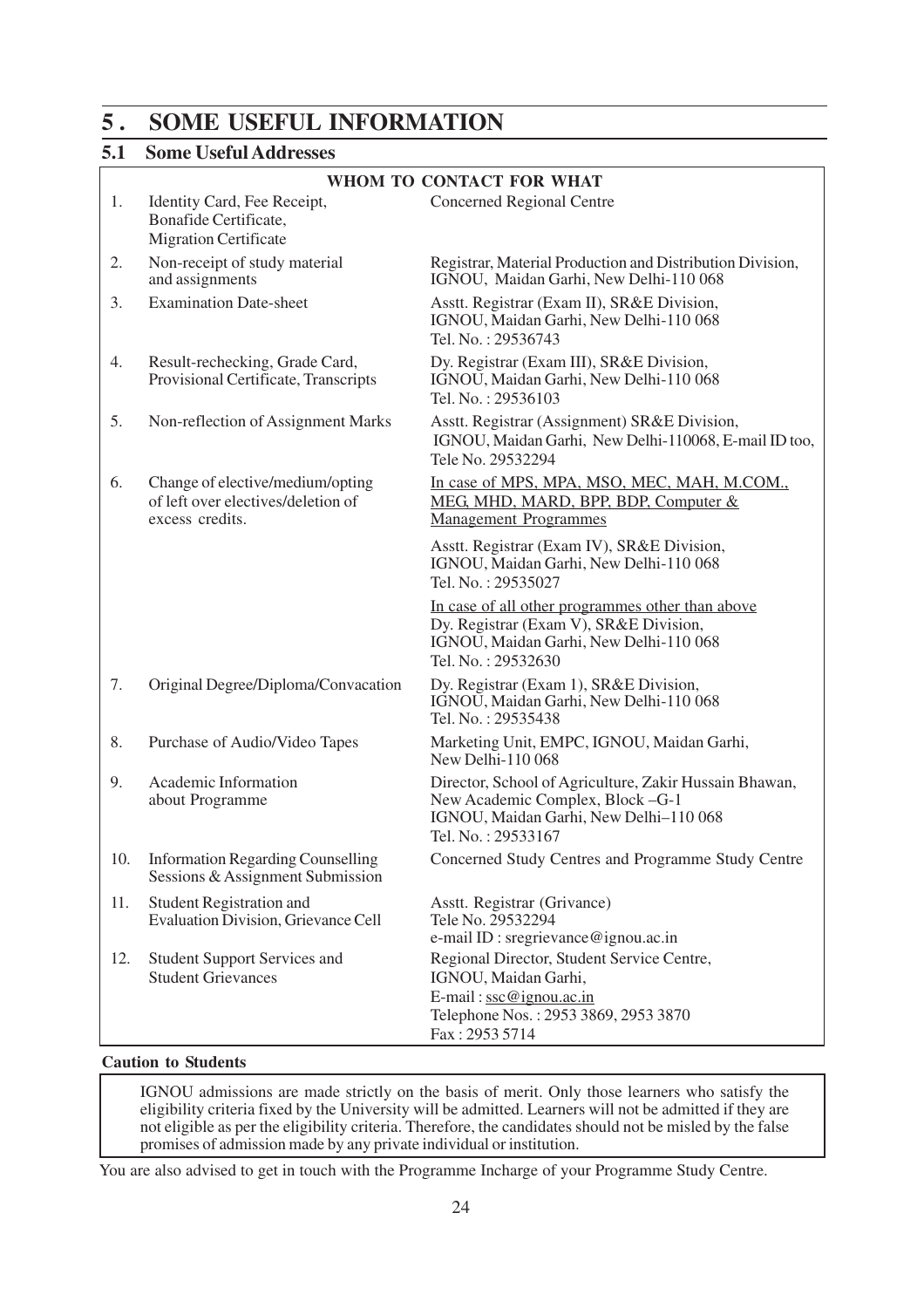# 5. SOME USEFUL INFORMATION

## 5.1 Some Useful Addresses

| | WHOM TO CONTACT FOR WHAT | |
|---|---|---|
| 1. | Identity Card, Fee Receipt, Bonafide Certificate, Migration Certificate | Concerned Regional Centre |
| 2. | Non-receipt of study material and assignments | Registrar, Material Production and Distribution Division, IGNOU, Maidan Garhi, New Delhi-110 068 |
| 3. | Examination Date-sheet | Asstt. Registrar (Exam II), SR&E Division, IGNOU, Maidan Garhi, New Delhi-110 068 Tel. No. : 29536743 |
| 4. | Result-rechecking, Grade Card, Provisional Certificate, Transcripts | Dy. Registrar (Exam III), SR&E Division, IGNOU, Maidan Garhi, New Delhi-110 068 Tel. No. : 29536103 |
| 5. | Non-reflection of Assignment Marks | Asstt. Registrar (Assignment) SR&E Division, IGNOU, Maidan Garhi, New Delhi-110068, E-mail ID too, Tele No. 29532294 |
| 6. | Change of elective/medium/opting of left over electives/deletion of excess credits. | In case of MPS, MPA, MSO, MEC, MAH, M.COM., MEG, MHD, MARD, BPP, BDP, Computer & Management Programmes<br>Asstt. Registrar (Exam IV), SR&E Division, IGNOU, Maidan Garhi, New Delhi-110 068 Tel. No. : 29535027<br>In case of all other programmes other than above<br>Dy. Registrar (Exam V), SR&E Division, IGNOU, Maidan Garhi, New Delhi-110 068 Tel. No. : 29532630 |
| 7. | Original Degree/Diploma/Convacation | Dy. Registrar (Exam 1), SR&E Division, IGNOU, Maidan Garhi, New Delhi-110 068 Tel. No. : 29535438 |
| 8. | Purchase of Audio/Video Tapes | Marketing Unit, EMPC, IGNOU, Maidan Garhi, New Delhi-110 068 |
| 9. | Academic Information about Programme | Director, School of Agriculture, Zakir Hussain Bhawan, New Academic Complex, Block –G-1 IGNOU, Maidan Garhi, New Delhi–110 068 Tel. No. : 29533167 |
| 10. | Information Regarding Counselling Sessions & Assignment Submission | Concerned Study Centres and Programme Study Centre |
| 11. | Student Registration and Evaluation Division, Grievance Cell | Asstt. Registrar (Grivance) Tele No. 29532294 e-mail ID : sregrievance@ignou.ac.in |
| 12. | Student Support Services and Student Grievances | Regional Director, Student Service Centre, IGNOU, Maidan Garhi, E-mail : ssc@ignou.ac.in Telephone Nos. : 2953 3869, 2953 3870 Fax : 2953 5714 |

**Caution to Students**

IGNOU admissions are made strictly on the basis of merit. Only those learners who satisfy the eligibility criteria fixed by the University will be admitted. Learners will not be admitted if they are not eligible as per the eligibility criteria. Therefore, the candidates should not be misled by the false promises of admission made by any private individual or institution.

You are also advised to get in touch with the Programme Incharge of your Programme Study Centre.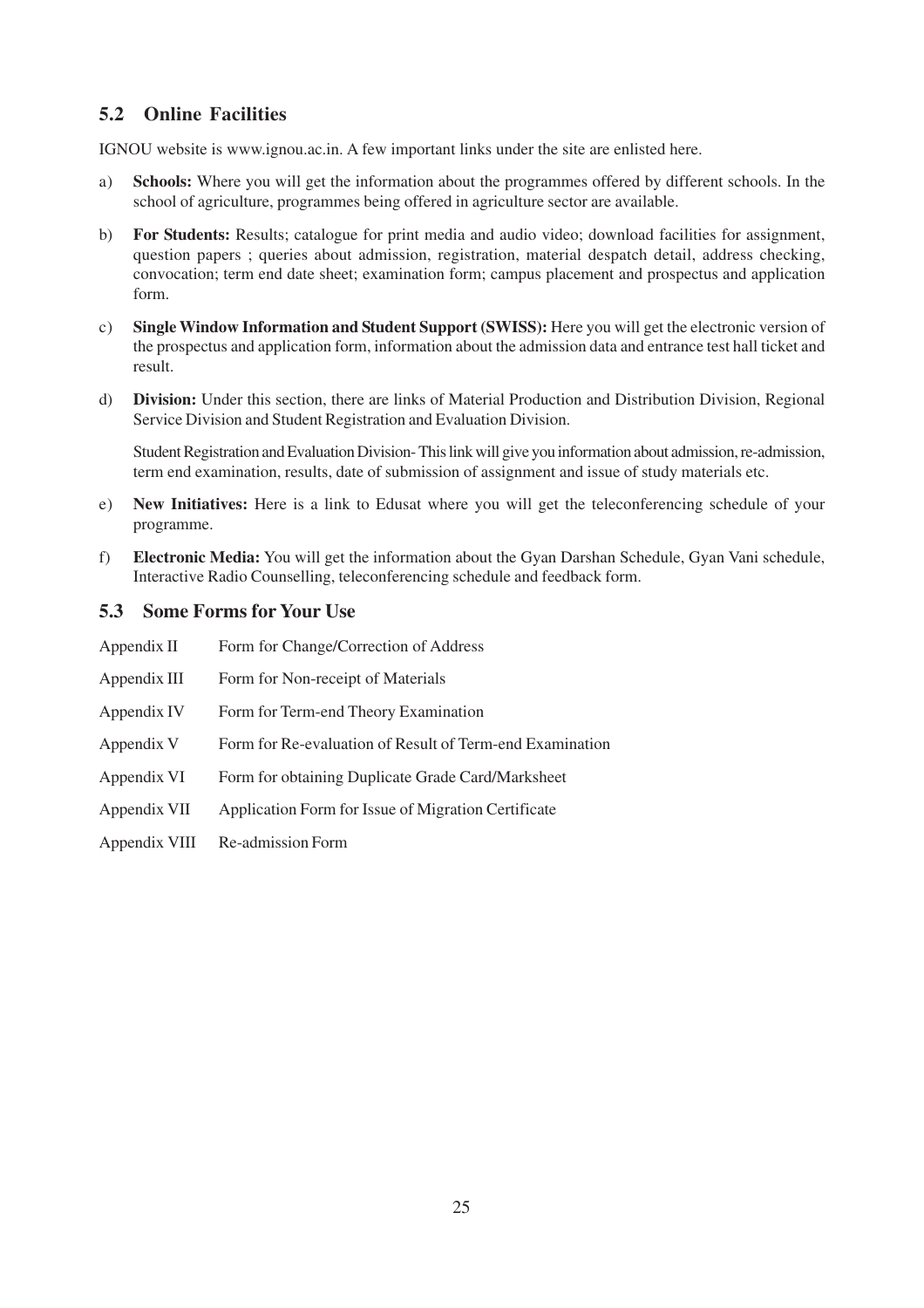## 5.2 Online Facilities

IGNOU website is www.ignou.ac.in. A few important links under the site are enlisted here.

a) **Schools:** Where you will get the information about the programmes offered by different schools. In the school of agriculture, programmes being offered in agriculture sector are available.

b) **For Students:** Results; catalogue for print media and audio video; download facilities for assignment, question papers ; queries about admission, registration, material despatch detail, address checking, convocation; term end date sheet; examination form; campus placement and prospectus and application form.

c) **Single Window Information and Student Support (SWISS):** Here you will get the electronic version of the prospectus and application form, information about the admission data and entrance test hall ticket and result.

d) **Division:** Under this section, there are links of Material Production and Distribution Division, Regional Service Division and Student Registration and Evaluation Division.

   Student Registration and Evaluation Division- This link will give you information about admission, re-admission, term end examination, results, date of submission of assignment and issue of study materials etc.

e) **New Initiatives:** Here is a link to Edusat where you will get the teleconferencing schedule of your programme.

f) **Electronic Media:** You will get the information about the Gyan Darshan Schedule, Gyan Vani schedule, Interactive Radio Counselling, teleconferencing schedule and feedback form.

## 5.3 Some Forms for Your Use

| | |
|---|---|
| Appendix II | Form for Change/Correction of Address |
| Appendix III | Form for Non-receipt of Materials |
| Appendix IV | Form for Term-end Theory Examination |
| Appendix V | Form for Re-evaluation of Result of Term-end Examination |
| Appendix VI | Form for obtaining Duplicate Grade Card/Marksheet |
| Appendix VII | Application Form for Issue of Migration Certificate |
| Appendix VIII | Re-admission Form |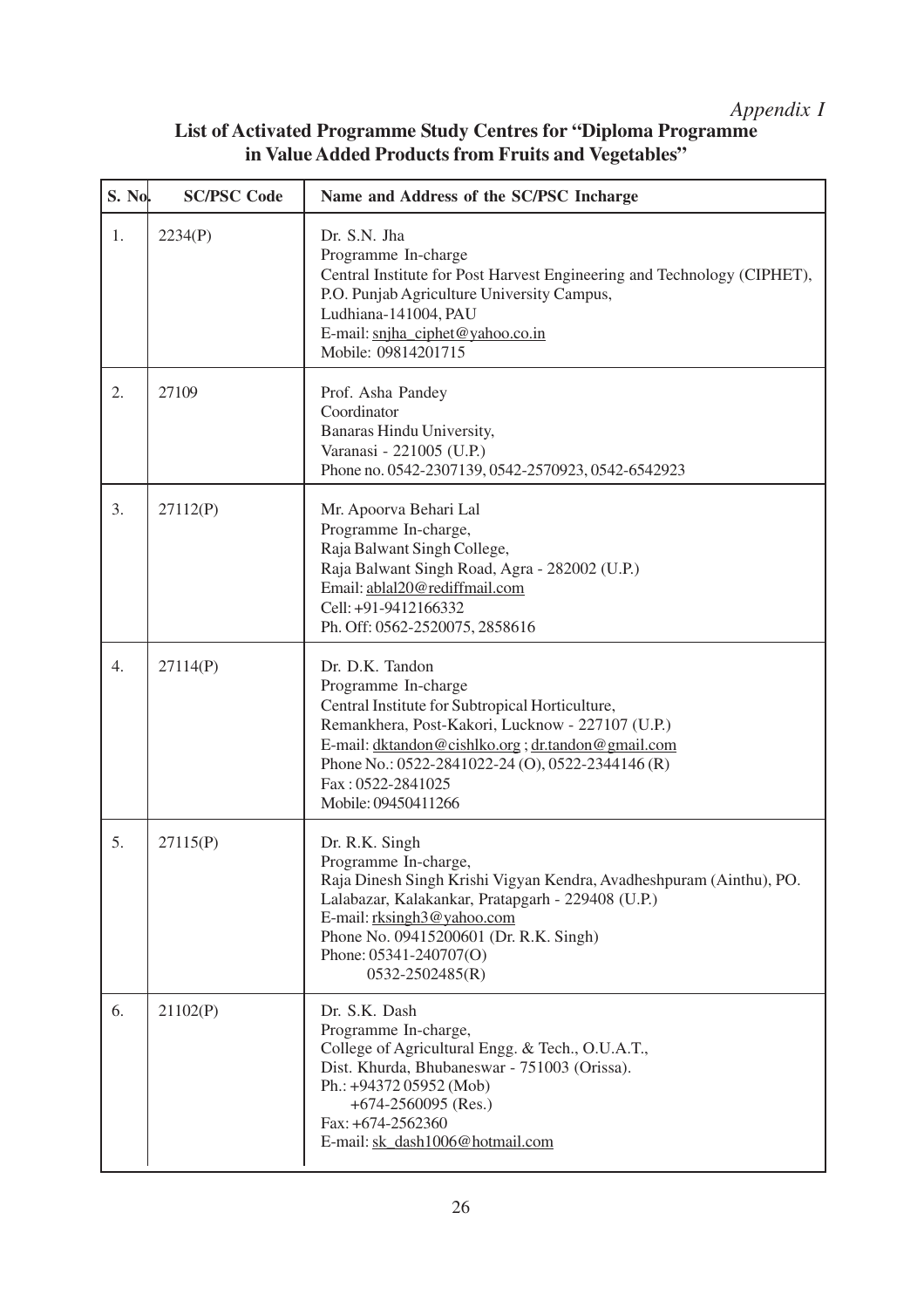*Appendix I*

## List of Activated Programme Study Centres for "Diploma Programme in Value Added Products from Fruits and Vegetables"

| S. No. | SC/PSC Code | Name and Address of the SC/PSC Incharge |
|---|---|---|
| 1. | 2234(P) | Dr. S.N. Jha<br>Programme In-charge<br>Central Institute for Post Harvest Engineering and Technology (CIPHET),<br>P.O. Punjab Agriculture University Campus,<br>Ludhiana-141004, PAU<br>E-mail: snjha_ciphet@yahoo.co.in<br>Mobile: 09814201715 |
| 2. | 27109 | Prof. Asha Pandey<br>Coordinator<br>Banaras Hindu University,<br>Varanasi - 221005 (U.P.)<br>Phone no. 0542-2307139, 0542-2570923, 0542-6542923 |
| 3. | 27112(P) | Mr. Apoorva Behari Lal<br>Programme In-charge,<br>Raja Balwant Singh College,<br>Raja Balwant Singh Road, Agra - 282002 (U.P.)<br>Email: ablal20@rediffmail.com<br>Cell: +91-9412166332<br>Ph. Off: 0562-2520075, 2858616 |
| 4. | 27114(P) | Dr. D.K. Tandon<br>Programme In-charge<br>Central Institute for Subtropical Horticulture,<br>Remankhera, Post-Kakori, Lucknow - 227107 (U.P.)<br>E-mail: dktandon@cishlko.org ; dr.tandon@gmail.com<br>Phone No.: 0522-2841022-24 (O), 0522-2344146 (R)<br>Fax : 0522-2841025<br>Mobile: 09450411266 |
| 5. | 27115(P) | Dr. R.K. Singh<br>Programme In-charge,<br>Raja Dinesh Singh Krishi Vigyan Kendra, Avadheshpuram (Ainthu), PO.<br>Lalabazar, Kalakankar, Pratapgarh - 229408 (U.P.)<br>E-mail: rksingh3@yahoo.com<br>Phone No. 09415200601 (Dr. R.K. Singh)<br>Phone: 05341-240707(O)<br>0532-2502485(R) |
| 6. | 21102(P) | Dr. S.K. Dash<br>Programme In-charge,<br>College of Agricultural Engg. & Tech., O.U.A.T.,<br>Dist. Khurda, Bhubaneswar - 751003 (Orissa).<br>Ph.: +94372 05952 (Mob)<br>+674-2560095 (Res.)<br>Fax: +674-2562360<br>E-mail: sk_dash1006@hotmail.com |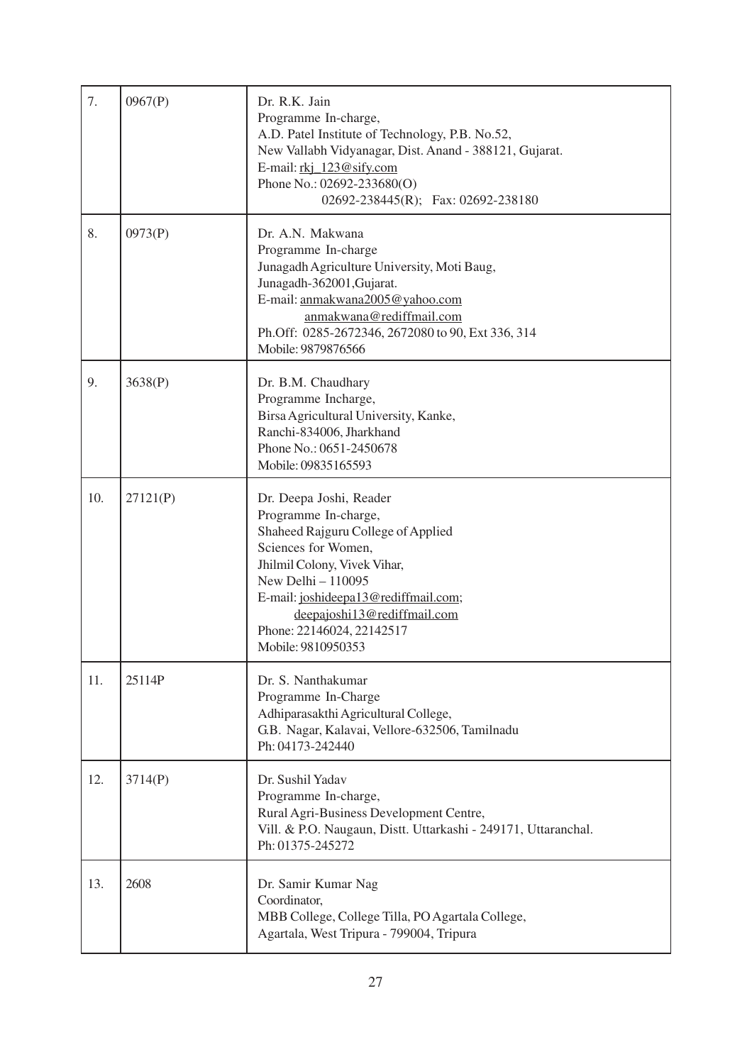| | | |
|---|---|---|
| 7. | 0967(P) | Dr. R.K. Jain<br>Programme In-charge,<br>A.D. Patel Institute of Technology, P.B. No.52,<br>New Vallabh Vidyanagar, Dist. Anand - 388121, Gujarat.<br>E-mail: rkj_123@sify.com<br>Phone No.: 02692-233680(O)<br>02692-238445(R); Fax: 02692-238180 |
| 8. | 0973(P) | Dr. A.N. Makwana<br>Programme In-charge<br>Junagadh Agriculture University, Moti Baug,<br>Junagadh-362001,Gujarat.<br>E-mail: anmakwana2005@yahoo.com<br>anmakwana@rediffmail.com<br>Ph.Off: 0285-2672346, 2672080 to 90, Ext 336, 314<br>Mobile: 9879876566 |
| 9. | 3638(P) | Dr. B.M. Chaudhary<br>Programme Incharge,<br>Birsa Agricultural University, Kanke,<br>Ranchi-834006, Jharkhand<br>Phone No.: 0651-2450678<br>Mobile: 09835165593 |
| 10. | 27121(P) | Dr. Deepa Joshi, Reader<br>Programme In-charge,<br>Shaheed Rajguru College of Applied<br>Sciences for Women,<br>Jhilmil Colony, Vivek Vihar,<br>New Delhi – 110095<br>E-mail: joshideepa13@rediffmail.com;<br>deepajoshi13@rediffmail.com<br>Phone: 22146024, 22142517<br>Mobile: 9810950353 |
| 11. | 25114P | Dr. S. Nanthakumar<br>Programme In-Charge<br>Adhiparasakthi Agricultural College,<br>G.B. Nagar, Kalavai, Vellore-632506, Tamilnadu<br>Ph: 04173-242440 |
| 12. | 3714(P) | Dr. Sushil Yadav<br>Programme In-charge,<br>Rural Agri-Business Development Centre,<br>Vill. & P.O. Naugaun, Distt. Uttarkashi - 249171, Uttaranchal.<br>Ph: 01375-245272 |
| 13. | 2608 | Dr. Samir Kumar Nag<br>Coordinator,<br>MBB College, College Tilla, PO Agartala College,<br>Agartala, West Tripura - 799004, Tripura |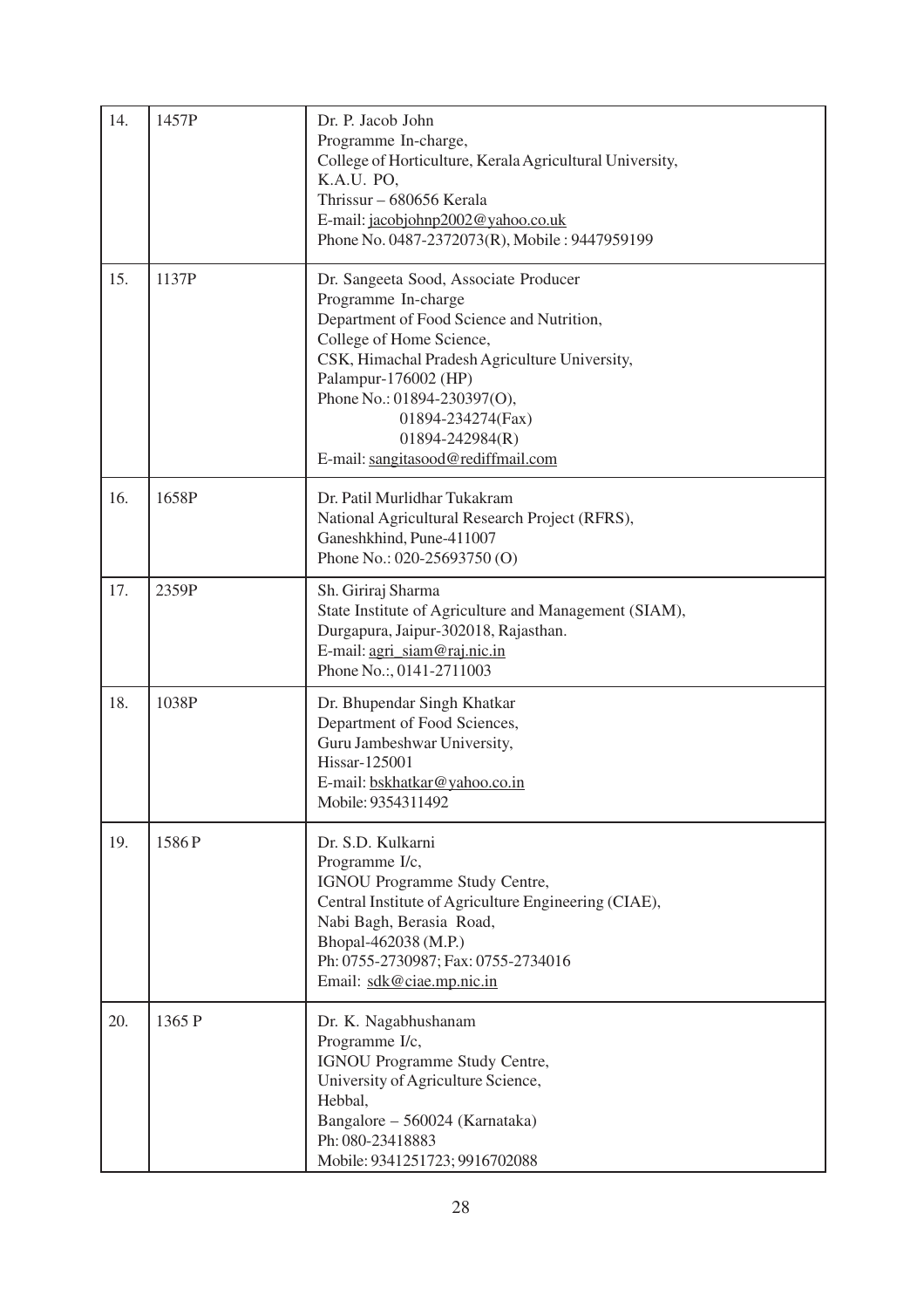| | | |
|---|---|---|
| 14. | 1457P | Dr. P. Jacob John<br>Programme In-charge,<br>College of Horticulture, Kerala Agricultural University,<br>K.A.U. PO,<br>Thrissur – 680656 Kerala<br>E-mail: jacobjohnp2002@yahoo.co.uk<br>Phone No. 0487-2372073(R), Mobile : 9447959199 |
| 15. | 1137P | Dr. Sangeeta Sood, Associate Producer<br>Programme In-charge<br>Department of Food Science and Nutrition,<br>College of Home Science,<br>CSK, Himachal Pradesh Agriculture University,<br>Palampur-176002 (HP)<br>Phone No.: 01894-230397(O),<br>01894-234274(Fax)<br>01894-242984(R)<br>E-mail: sangitasood@rediffmail.com |
| 16. | 1658P | Dr. Patil Murlidhar Tukakram<br>National Agricultural Research Project (RFRS),<br>Ganeshkhind, Pune-411007<br>Phone No.: 020-25693750 (O) |
| 17. | 2359P | Sh. Giriraj Sharma<br>State Institute of Agriculture and Management (SIAM),<br>Durgapura, Jaipur-302018, Rajasthan.<br>E-mail: agri_siam@raj.nic.in<br>Phone No.:, 0141-2711003 |
| 18. | 1038P | Dr. Bhupendar Singh Khatkar<br>Department of Food Sciences,<br>Guru Jambeshwar University,<br>Hissar-125001<br>E-mail: bskhatkar@yahoo.co.in<br>Mobile: 9354311492 |
| 19. | 1586 P | Dr. S.D. Kulkarni<br>Programme I/c,<br>IGNOU Programme Study Centre,<br>Central Institute of Agriculture Engineering (CIAE),<br>Nabi Bagh, Berasia Road,<br>Bhopal-462038 (M.P.)<br>Ph: 0755-2730987; Fax: 0755-2734016<br>Email: sdk@ciae.mp.nic.in |
| 20. | 1365 P | Dr. K. Nagabhushanam<br>Programme I/c,<br>IGNOU Programme Study Centre,<br>University of Agriculture Science,<br>Hebbal,<br>Bangalore – 560024 (Karnataka)<br>Ph: 080-23418883<br>Mobile: 9341251723; 9916702088 |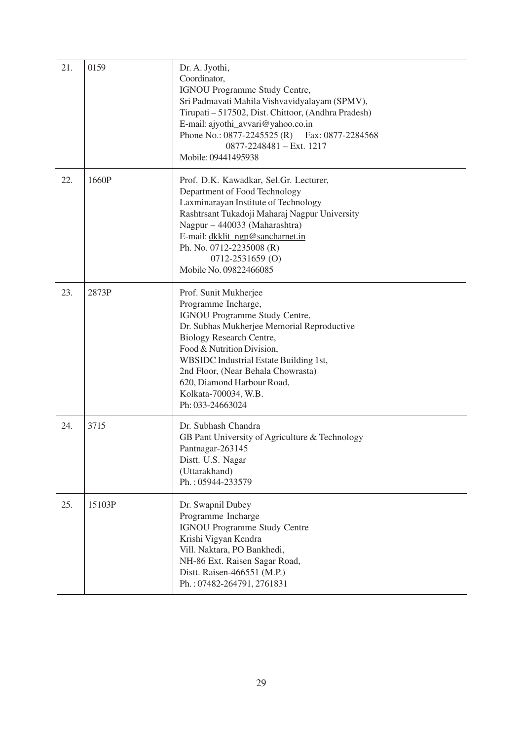| | | |
|---|---|---|
| 21. | 0159 | Dr. A. Jyothi,<br>Coordinator,<br>IGNOU Programme Study Centre,<br>Sri Padmavati Mahila Vishvavidyalayam (SPMV),<br>Tirupati – 517502, Dist. Chittoor, (Andhra Pradesh)<br>E-mail: ajyothi_avvari@yahoo.co.in<br>Phone No.: 0877-2245525 (R) Fax: 0877-2284568<br>0877-2248481 – Ext. 1217<br>Mobile: 09441495938 |
| 22. | 1660P | Prof. D.K. Kawadkar, Sel.Gr. Lecturer,<br>Department of Food Technology<br>Laxminarayan Institute of Technology<br>Rashtrsant Tukadoji Maharaj Nagpur University<br>Nagpur – 440033 (Maharashtra)<br>E-mail: dkklit_ngp@sancharnet.in<br>Ph. No. 0712-2235008 (R)<br>0712-2531659 (O)<br>Mobile No. 09822466085 |
| 23. | 2873P | Prof. Sunit Mukherjee<br>Programme Incharge,<br>IGNOU Programme Study Centre,<br>Dr. Subhas Mukherjee Memorial Reproductive<br>Biology Research Centre,<br>Food & Nutrition Division,<br>WBSIDC Industrial Estate Building 1st,<br>2nd Floor, (Near Behala Chowrasta)<br>620, Diamond Harbour Road,<br>Kolkata-700034, W.B.<br>Ph: 033-24663024 |
| 24. | 3715 | Dr. Subhash Chandra<br>GB Pant University of Agriculture & Technology<br>Pantnagar-263145<br>Distt. U.S. Nagar<br>(Uttarakhand)<br>Ph. : 05944-233579 |
| 25. | 15103P | Dr. Swapnil Dubey<br>Programme Incharge<br>IGNOU Programme Study Centre<br>Krishi Vigyan Kendra<br>Vill. Naktara, PO Bankhedi,<br>NH-86 Ext. Raisen Sagar Road,<br>Distt. Raisen-466551 (M.P.)<br>Ph. : 07482-264791, 2761831 |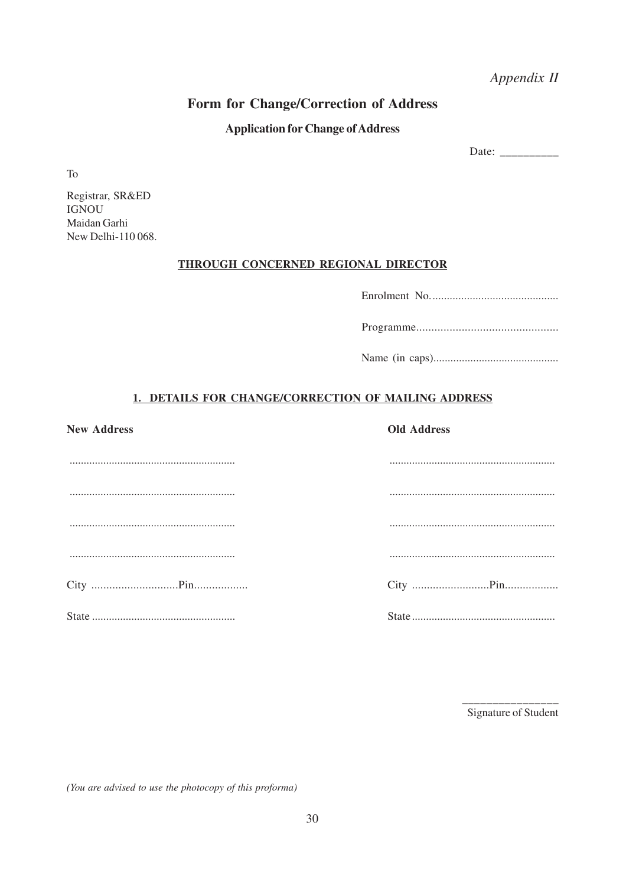*Appendix II*

# Form for Change/Correction of Address

## Application for Change of Address

Date: __________

To

Registrar, SR&ED
IGNOU
Maidan Garhi
New Delhi-110 068.

**THROUGH CONCERNED REGIONAL DIRECTOR**

Enrolment No. ............................................

Programme...............................................

Name (in caps)...........................................

**1. DETAILS FOR CHANGE/CORRECTION OF MAILING ADDRESS**

| New Address | Old Address |
|---|---|
| .......................................................... | .......................................................... |
| .......................................................... | .......................................................... |
| .......................................................... | .......................................................... |
| .......................................................... | .......................................................... |
| City .............................Pin.................. | City ..........................Pin.................. |
| State .................................................. | State .................................................. |

________________
Signature of Student

*(You are advised to use the photocopy of this proforma)*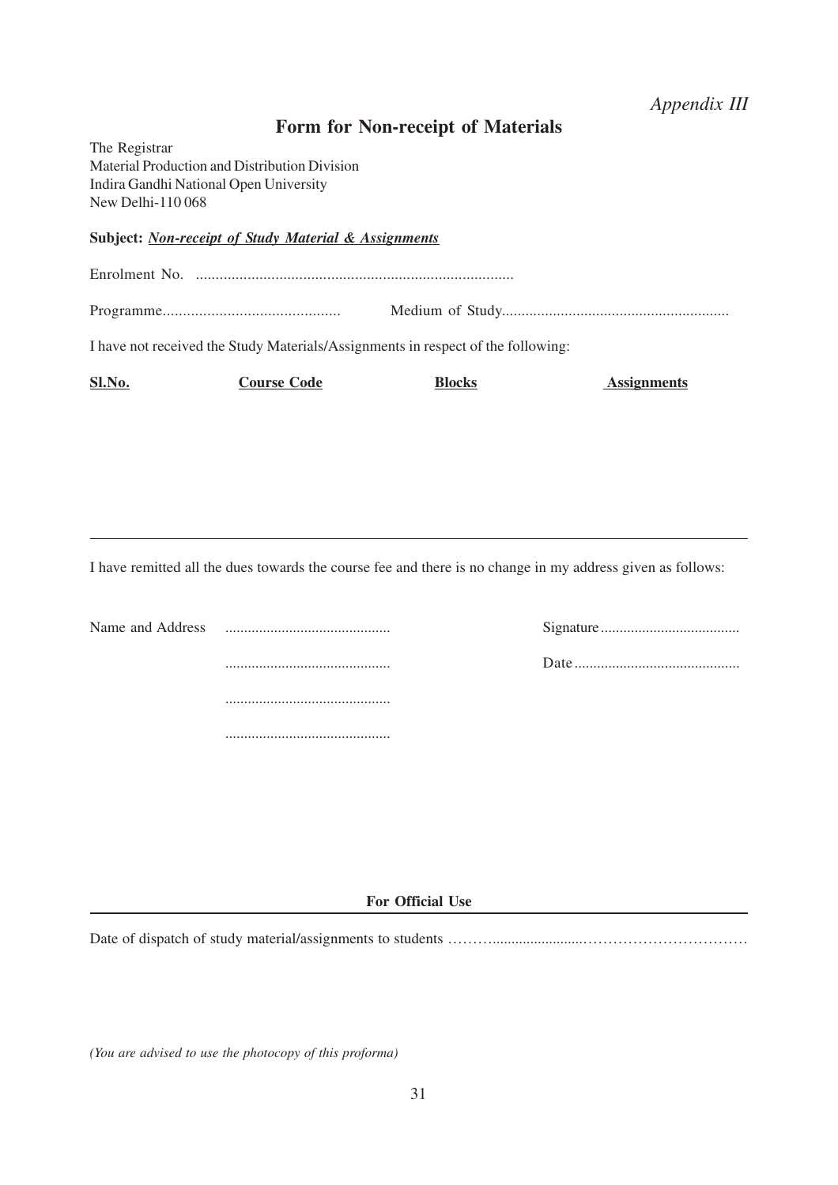*Appendix III*

# Form for Non-receipt of Materials

The Registrar
Material Production and Distribution Division
Indira Gandhi National Open University
New Delhi-110 068

**Subject:** ***Non-receipt of Study Material & Assignments***

Enrolment No. ................................................................................

Programme............................................ Medium of Study.........................................................

I have not received the Study Materials/Assignments in respect of the following:

| **Sl.No.** | **Course Code** | **Blocks** | **Assignments** |
|---|---|---|---|
| | | | |

---

I have remitted all the dues towards the course fee and there is no change in my address given as follows:

Name and Address ............................................ Signature.....................................

............................................ Date............................................

............................................

............................................

**For Official Use**

---

Date of dispatch of study material/assignments to students ………........................……………………………

*(You are advised to use the photocopy of this proforma)*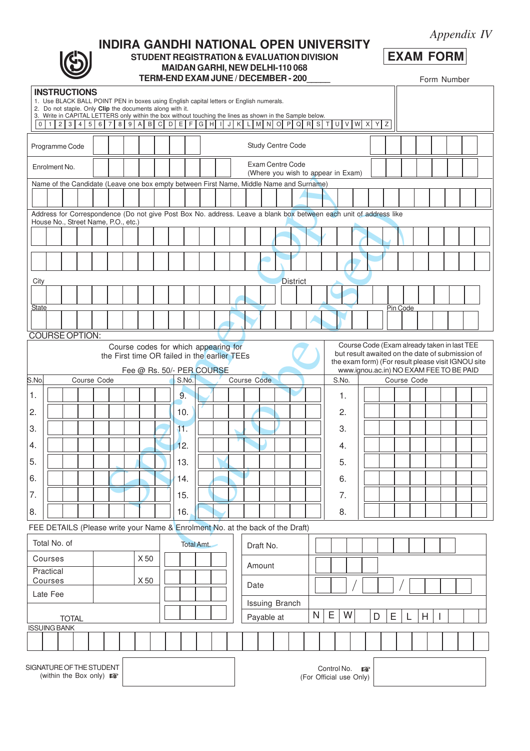*Appendix IV*

# INDIRA GANDHI NATIONAL OPEN UNIVERSITY

**STUDENT REGISTRATION & EVALUATION DIVISION**

**MAIDAN GARHI, NEW DELHI-110 068**

**TERM-END EXAM JUNE / DECEMBER - 200_____**

**EXAM FORM**

Form Number

## INSTRUCTIONS

1. Use BLACK BALL POINT PEN in boxes using English capital letters or English numerals.
2. Do not staple. Only **Clip** the documents along with it.
3. Write in CAPITAL LETTERS only within the box without touching the lines as shown in the Sample below.

| 0 | 1 | 2 | 3 | 4 | 5 | 6 | 7 | 8 | 9 | A | B | C | D | E | F | G | H | I | J | K | L | M | N | O | P | Q | R | S | T | U | V | W | X | Y | Z |
|---|---|---|---|---|---|---|---|---|---|---|---|---|---|---|---|---|---|---|---|---|---|---|---|---|---|---|---|---|---|---|---|---|---|---|---|

Programme Code

Study Centre Code

Enrolment No.

Exam Centre Code (Where you wish to appear in Exam)

Name of the Candidate (Leave one box empty between First Name, Middle Name and Surname)

Address for Correspondence (Do not give Post Box No. address. Leave a blank box between each unit of address like House No., Street Name, P.O., etc.)

City

District

State

Pin Code

Specimen copy (not to be used)

## COURSE OPTION:

| Course codes for which appearing for the First time OR failed in the earlier TEEs — Fee @ Rs. 50/- PER COURSE | | | | Course Code (Exam already taken in last TEE but result awaited on the date of submission of the exam form) (For result please visit IGNOU site www.ignou.ac.in) NO EXAM FEE TO BE PAID | |
|---|---|---|---|---|---|
| S.No. | Course Code | S.No. | Course Code | S.No. | Course Code |
| 1. | | 9. | | 1. | |
| 2. | | 10. | | 2. | |
| 3. | | 11. | | 3. | |
| 4. | | 12. | | 4. | |
| 5. | | 13. | | 5. | |
| 6. | | 14. | | 6. | |
| 7. | | 15. | | 7. | |
| 8. | | 16. | | 8. | |

FEE DETAILS (Please write your Name & Enrolment No. at the back of the Draft)

| Total No. of | | | Total Amt. |
|---|---|---|---|
| Courses | | X 50 | |
| Practical Courses | | X 50 | |
| Late Fee | | | |
| TOTAL | | | |

| | |
|---|---|
| Draft No. | |
| Amount | |
| Date | / / |
| Issuing Branch | |
| Payable at | N E W D E L H I |

ISSUING BANK

SIGNATURE OF THE STUDENT (within the Box only) ☞

Control No. ☞ (For Official use Only)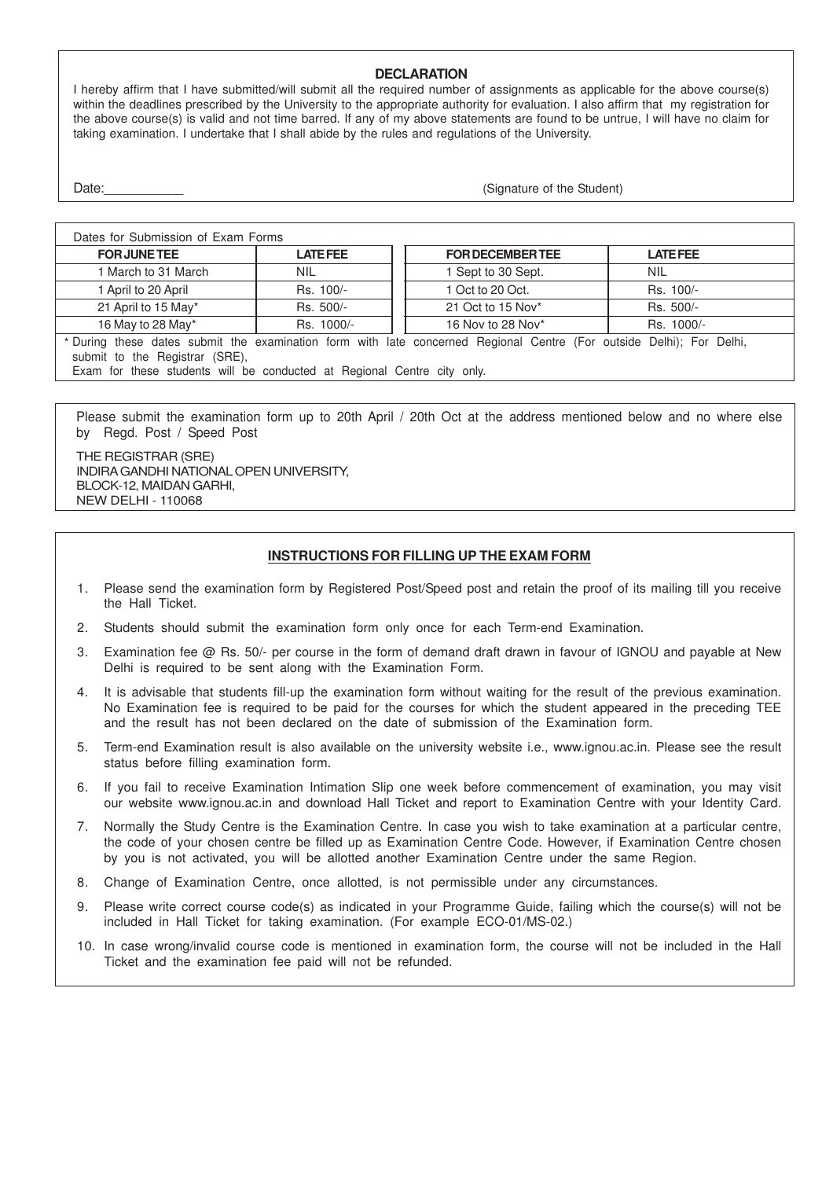## DECLARATION

I hereby affirm that I have submitted/will submit all the required number of assignments as applicable for the above course(s) within the deadlines prescribed by the University to the appropriate authority for evaluation. I also affirm that my registration for the above course(s) is valid and not time barred. If any of my above statements are found to be untrue, I will have no claim for taking examination. I undertake that I shall abide by the rules and regulations of the University.

Date:___________ (Signature of the Student)

Dates for Submission of Exam Forms

| FOR JUNE TEE | LATE FEE | FOR DECEMBER TEE | LATE FEE |
|---|---|---|---|
| 1 March to 31 March | NIL | 1 Sept to 30 Sept. | NIL |
| 1 April to 20 April | Rs. 100/- | 1 Oct to 20 Oct. | Rs. 100/- |
| 21 April to 15 May* | Rs. 500/- | 21 Oct to 15 Nov* | Rs. 500/- |
| 16 May to 28 May* | Rs. 1000/- | 16 Nov to 28 Nov* | Rs. 1000/- |

\* During these dates submit the examination form with late concerned Regional Centre (For outside Delhi); For Delhi, submit to the Registrar (SRE),
Exam for these students will be conducted at Regional Centre city only.

Please submit the examination form up to 20th April / 20th Oct at the address mentioned below and no where else by Regd. Post / Speed Post

THE REGISTRAR (SRE)
INDIRA GANDHI NATIONAL OPEN UNIVERSITY,
BLOCK-12, MAIDAN GARHI,
NEW DELHI - 110068

## INSTRUCTIONS FOR FILLING UP THE EXAM FORM

1. Please send the examination form by Registered Post/Speed post and retain the proof of its mailing till you receive the Hall Ticket.
2. Students should submit the examination form only once for each Term-end Examination.
3. Examination fee @ Rs. 50/- per course in the form of demand draft drawn in favour of IGNOU and payable at New Delhi is required to be sent along with the Examination Form.
4. It is advisable that students fill-up the examination form without waiting for the result of the previous examination. No Examination fee is required to be paid for the courses for which the student appeared in the preceding TEE and the result has not been declared on the date of submission of the Examination form.
5. Term-end Examination result is also available on the university website i.e., www.ignou.ac.in. Please see the result status before filling examination form.
6. If you fail to receive Examination Intimation Slip one week before commencement of examination, you may visit our website www.ignou.ac.in and download Hall Ticket and report to Examination Centre with your Identity Card.
7. Normally the Study Centre is the Examination Centre. In case you wish to take examination at a particular centre, the code of your chosen centre be filled up as Examination Centre Code. However, if Examination Centre chosen by you is not activated, you will be allotted another Examination Centre under the same Region.
8. Change of Examination Centre, once allotted, is not permissible under any circumstances.
9. Please write correct course code(s) as indicated in your Programme Guide, failing which the course(s) will not be included in Hall Ticket for taking examination. (For example ECO-01/MS-02.)
10. In case wrong/invalid course code is mentioned in examination form, the course will not be included in the Hall Ticket and the examination fee paid will not be refunded.